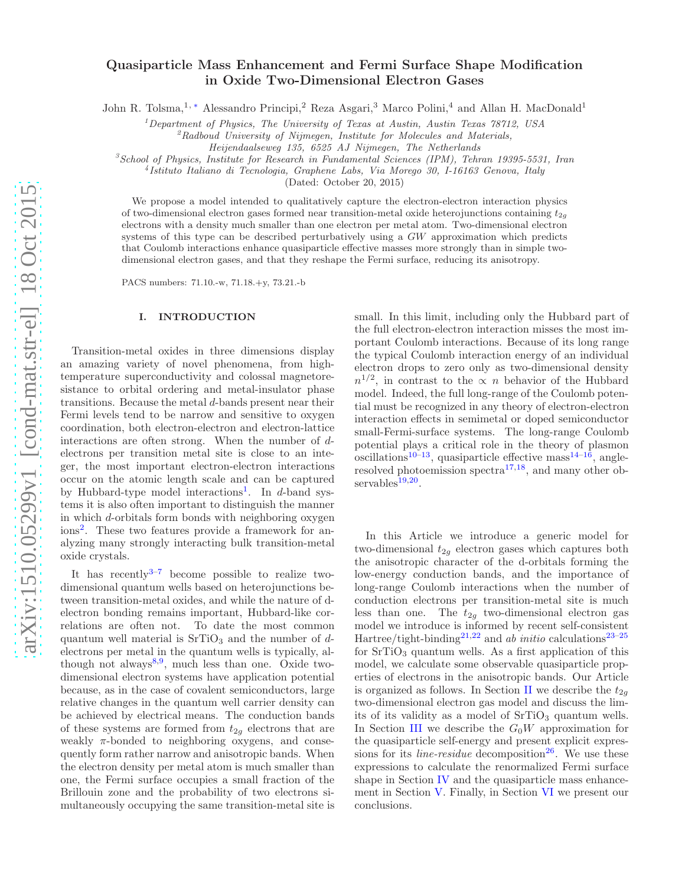# Quasiparticle Mass Enhancement and Fermi Surface Shape Modification in Oxide Two-Dimensional Electron Gases

John R. Tolsma,[1,*] Alessandro Principi,[2] Reza Asgari,[3] Marco Polini,[4] and Allan H. MacDonald[1]

[1]*Department of Physics, The University of Texas at Austin, Austin Texas 78712, USA*
[2]*Radboud University of Nijmegen, Institute for Molecules and Materials, Heijendaalseweg 135, 6525 AJ Nijmegen, The Netherlands*
[3]*School of Physics, Institute for Research in Fundamental Sciences (IPM), Tehran 19395-5531, Iran*
[4]*Istituto Italiano di Tecnologia, Graphene Labs, Via Morego 30, I-16163 Genova, Italy*

(Dated: October 20, 2015)

We propose a model intended to qualitatively capture the electron-electron interaction physics of two-dimensional electron gases formed near transition-metal oxide heterojunctions containing $t_{2g}$ electrons with a density much smaller than one electron per metal atom. Two-dimensional electron systems of this type can be described perturbatively using a $GW$ approximation which predicts that Coulomb interactions enhance quasiparticle effective masses more strongly than in simple two-dimensional electron gases, and that they reshape the Fermi surface, reducing its anisotropy.

PACS numbers: 71.10.-w, 71.18.+y, 73.21.-b

## I. INTRODUCTION

Transition-metal oxides in three dimensions display an amazing variety of novel phenomena, from high-temperature superconductivity and colossal magnetoresistance to orbital ordering and metal-insulator phase transitions. Because the metal $d$-bands present near their Fermi levels tend to be narrow and sensitive to oxygen coordination, both electron-electron and electron-lattice interactions are often strong. When the number of $d$-electrons per transition metal site is close to an integer, the most important electron-electron interactions occur on the atomic length scale and can be captured by Hubbard-type model interactions[1]. In $d$-band systems it is also often important to distinguish the manner in which $d$-orbitals form bonds with neighboring oxygen ions[2]. These two features provide a framework for analyzing many strongly interacting bulk transition-metal oxide crystals.

It has recently[3–7] become possible to realize two-dimensional quantum wells based on heterojunctions between transition-metal oxides, and while the nature of d-electron bonding remains important, Hubbard-like correlations are often not. To date the most common quantum well material is $SrTiO_3$ and the number of $d$-electrons per metal in the quantum wells is typically, although not always[8,9], much less than one. Oxide two-dimensional electron systems have application potential because, as in the case of covalent semiconductors, large relative changes in the quantum well carrier density can be achieved by electrical means. The conduction bands of these systems are formed from $t_{2g}$ electrons that are weakly $\pi$-bonded to neighboring oxygens, and consequently form rather narrow and anisotropic bands. When the electron density per metal atom is much smaller than one, the Fermi surface occupies a small fraction of the Brillouin zone and the probability of two electrons simultaneously occupying the same transition-metal site is small. In this limit, including only the Hubbard part of the full electron-electron interaction misses the most important Coulomb interactions. Because of its long range the typical Coulomb interaction energy of an individual electron drops to zero only as two-dimensional density $n^{1/2}$, in contrast to the $\propto n$ behavior of the Hubbard model. Indeed, the full long-range of the Coulomb potential must be recognized in any theory of electron-electron interaction effects in semimetal or doped semiconductor small-Fermi-surface systems. The long-range Coulomb potential plays a critical role in the theory of plasmon oscillations[10–13], quasiparticle effective mass[14–16], angle-resolved photoemission spectra[17,18], and many other observables[19,20].

In this Article we introduce a generic model for two-dimensional $t_{2g}$ electron gases which captures both the anisotropic character of the d-orbitals forming the low-energy conduction bands, and the importance of long-range Coulomb interactions when the number of conduction electrons per transition-metal site is much less than one. The $t_{2g}$ two-dimensional electron gas model we introduce is informed by recent self-consistent Hartree/tight-binding[21,22] and *ab initio* calculations[23–25] for $SrTiO_3$ quantum wells. As a first application of this model, we calculate some observable quasiparticle properties of electrons in the anisotropic bands. Our Article is organized as follows. In Section II we describe the $t_{2g}$ two-dimensional electron gas model and discuss the limits of its validity as a model of $SrTiO_3$ quantum wells. In Section III we describe the $G_0W$ approximation for the quasiparticle self-energy and present explicit expressions for its *line-residue* decomposition[26]. We use these expressions to calculate the renormalized Fermi surface shape in Section IV and the quasiparticle mass enhancement in Section V. Finally, in Section VI we present our conclusions.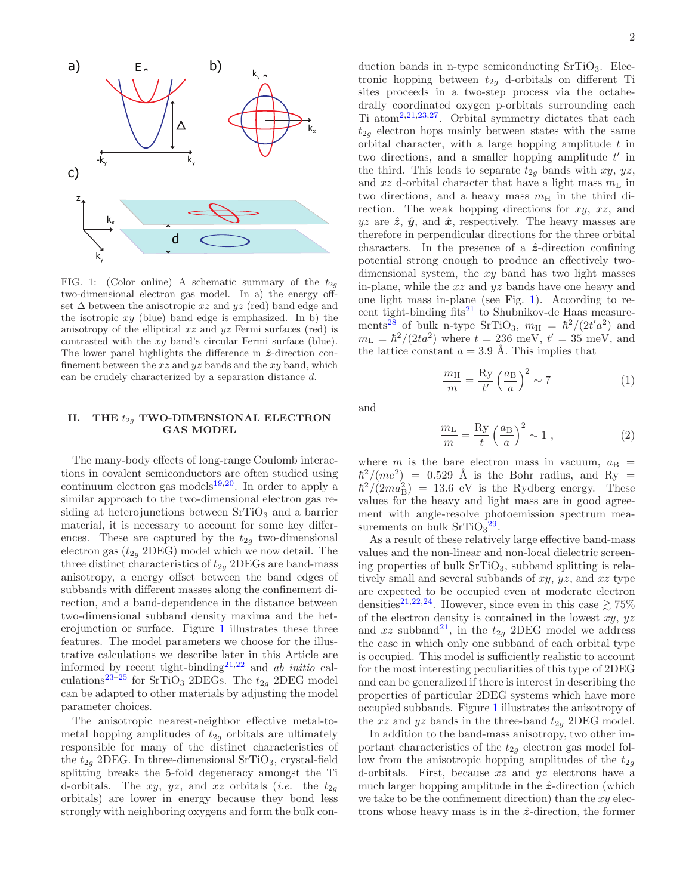a) E Δ -$k_y$ $k_y$

b) $k_y$ $k_x$

c) z $k_x$ $k_y$ d

FIG. 1: (Color online) A schematic summary of the $t_{2g}$ two-dimensional electron gas model. In a) the energy offset $\Delta$ between the anisotropic $xz$ and $yz$ (red) band edge and the isotropic $xy$ (blue) band edge is emphasized. In b) the anisotropy of the elliptical $xz$ and $yz$ Fermi surfaces (red) is contrasted with the $xy$ band's circular Fermi surface (blue). The lower panel highlights the difference in $\hat{\boldsymbol{z}}$-direction confinement between the $xz$ and $yz$ bands and the $xy$ band, which can be crudely characterized by a separation distance $d$.

## II. THE $t_{2g}$ TWO-DIMENSIONAL ELECTRON GAS MODEL

The many-body effects of long-range Coulomb interactions in covalent semiconductors are often studied using continuum electron gas models[19,20]. In order to apply a similar approach to the two-dimensional electron gas residing at heterojunctions between $SrTiO_3$ and a barrier material, it is necessary to account for some key differences. These are captured by the $t_{2g}$ two-dimensional electron gas ($t_{2g}$ 2DEG) model which we now detail. The three distinct characteristics of $t_{2g}$ 2DEGs are band-mass anisotropy, a energy offset between the band edges of subbands with different masses along the confinement direction, and a band-dependence in the distance between two-dimensional subband density maxima and the heterojunction or surface. Figure 1 illustrates these three features. The model parameters we choose for the illustrative calculations we describe later in this Article are informed by recent tight-binding[21,22] and *ab initio* calculations[23–25] for $SrTiO_3$ 2DEGs. The $t_{2g}$ 2DEG model can be adapted to other materials by adjusting the model parameter choices.

The anisotropic nearest-neighbor effective metal-to-metal hopping amplitudes of $t_{2g}$ orbitals are ultimately responsible for many of the distinct characteristics of the $t_{2g}$ 2DEG. In three-dimensional $SrTiO_3$, crystal-field splitting breaks the 5-fold degeneracy amongst the Ti d-orbitals. The $xy$, $yz$, and $xz$ orbitals (*i.e.* the $t_{2g}$ orbitals) are lower in energy because they bond less strongly with neighboring oxygens and form the bulk conduction bands in n-type semiconducting $SrTiO_3$. Electronic hopping between $t_{2g}$ d-orbitals on different Ti sites proceeds in a two-step process via the octahedrally coordinated oxygen p-orbitals surrounding each Ti atom[2,21,23,27]. Orbital symmetry dictates that each $t_{2g}$ electron hops mainly between states with the same orbital character, with a large hopping amplitude $t$ in two directions, and a smaller hopping amplitude $t'$ in the third. This leads to separate $t_{2g}$ bands with $xy$, $yz$, and $xz$ d-orbital character that have a light mass $m_{\rm L}$ in two directions, and a heavy mass $m_{\rm H}$ in the third direction. The weak hopping directions for $xy$, $xz$, and $yz$ are $\hat{\boldsymbol{z}}$, $\hat{\boldsymbol{y}}$, and $\hat{\boldsymbol{x}}$, respectively. The heavy masses are therefore in perpendicular directions for the three orbital characters. In the presence of a $\hat{\boldsymbol{z}}$-direction confining potential strong enough to produce an effectively two-dimensional system, the $xy$ band has two light masses in-plane, while the $xz$ and $yz$ bands have one heavy and one light mass in-plane (see Fig. 1). According to recent tight-binding fits[21] to Shubnikov-de Haas measurements[28] of bulk n-type $SrTiO_3$, $m_{\rm H} = \hbar^2/(2t'a^2)$ and $m_{\rm L} = \hbar^2/(2ta^2)$ where $t = 236$ meV, $t' = 35$ meV, and the lattice constant $a = 3.9$ Å. This implies that

$$\frac{m_{\rm H}}{m} = \frac{\rm Ry}{t'}\left(\frac{a_{\rm B}}{a}\right)^2 \sim 7 \tag{1}$$

and

$$\frac{m_{\rm L}}{m} = \frac{\rm Ry}{t}\left(\frac{a_{\rm B}}{a}\right)^2 \sim 1\,, \tag{2}$$

where $m$ is the bare electron mass in vacuum, $a_{\rm B} = \hbar^2/(me^2) = 0.529$ Å is the Bohr radius, and ${\rm Ry} = \hbar^2/(2ma_{\rm B}^2) = 13.6$ eV is the Rydberg energy. These values for the heavy and light mass are in good agreement with angle-resolve photoemission spectrum measurements on bulk $SrTiO_3$[29].

As a result of these relatively large effective band-mass values and the non-linear and non-local dielectric screening properties of bulk $SrTiO_3$, subband splitting is relatively small and several subbands of $xy$, $yz$, and $xz$ type are expected to be occupied even at moderate electron densities[21,22,24]. However, since even in this case $\gtrsim 75\%$ of the electron density is contained in the lowest $xy$, $yz$ and $xz$ subband[21], in the $t_{2g}$ 2DEG model we address the case in which only one subband of each orbital type is occupied. This model is sufficiently realistic to account for the most interesting peculiarities of this type of 2DEG and can be generalized if there is interest in describing the properties of particular 2DEG systems which have more occupied subbands. Figure 1 illustrates the anisotropy of the $xz$ and $yz$ bands in the three-band $t_{2g}$ 2DEG model.

In addition to the band-mass anisotropy, two other important characteristics of the $t_{2g}$ electron gas model follow from the anisotropic hopping amplitudes of the $t_{2g}$ d-orbitals. First, because $xz$ and $yz$ electrons have a much larger hopping amplitude in the $\hat{\boldsymbol{z}}$-direction (which we take to be the confinement direction) than the $xy$ electrons whose heavy mass is in the $\hat{\boldsymbol{z}}$-direction, the former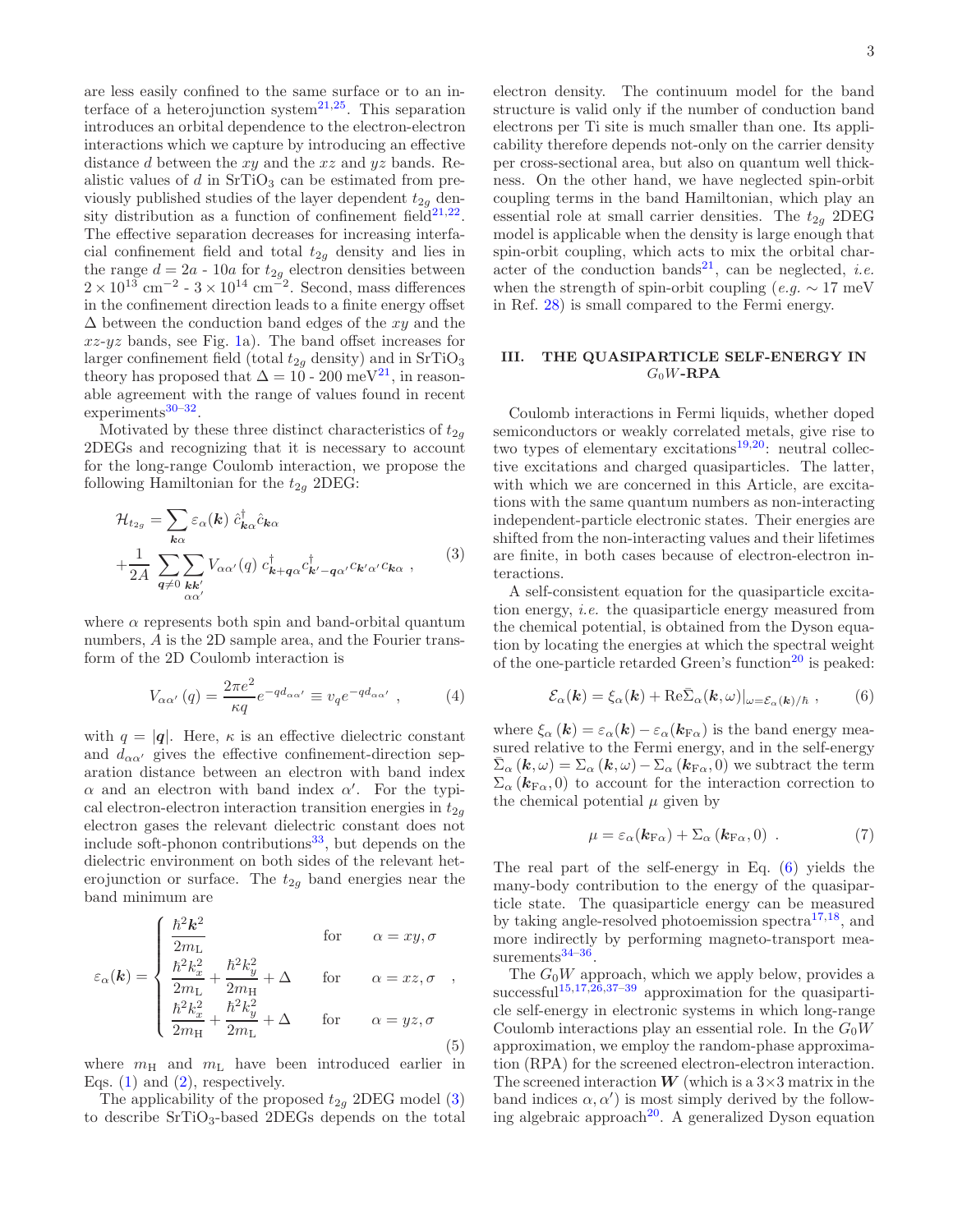are less easily confined to the same surface or to an interface of a heterojunction system[21,25]. This separation introduces an orbital dependence to the electron-electron interactions which we capture by introducing an effective distance $d$ between the $xy$ and the $xz$ and $yz$ bands. Realistic values of $d$ in $SrTiO_3$ can be estimated from previously published studies of the layer dependent $t_{2g}$ density distribution as a function of confinement field[21,22]. The effective separation decreases for increasing interfacial confinement field and total $t_{2g}$ density and lies in the range $d = 2a$ - $10a$ for $t_{2g}$ electron densities between $2 \times 10^{13}$ cm$^{-2}$ - $3 \times 10^{14}$ cm$^{-2}$. Second, mass differences in the confinement direction leads to a finite energy offset $\Delta$ between the conduction band edges of the $xy$ and the $xz$-$yz$ bands, see Fig. 1a). The band offset increases for larger confinement field (total $t_{2g}$ density) and in $SrTiO_3$ theory has proposed that $\Delta = 10$ - $200$ meV[21], in reasonable agreement with the range of values found in recent experiments[30–32].

Motivated by these three distinct characteristics of $t_{2g}$ 2DEGs and recognizing that it is necessary to account for the long-range Coulomb interaction, we propose the following Hamiltonian for the $t_{2g}$ 2DEG:

$$
\begin{aligned}
\mathcal{H}_{t_{2g}} &= \sum_{\boldsymbol{k}\alpha} \varepsilon_\alpha(\boldsymbol{k})\, \hat{c}^\dagger_{\boldsymbol{k}\alpha} \hat{c}_{\boldsymbol{k}\alpha} \\
&+ \frac{1}{2A} \sum_{\boldsymbol{q}\neq 0} \sum_{\substack{\boldsymbol{k}\boldsymbol{k}' \\ \alpha\alpha'}} V_{\alpha\alpha'}(q)\, c^\dagger_{\boldsymbol{k}+\boldsymbol{q}\alpha} c^\dagger_{\boldsymbol{k}'-\boldsymbol{q}\alpha'} c_{\boldsymbol{k}'\alpha'} c_{\boldsymbol{k}\alpha} \ ,
\end{aligned}
\tag{3}
$$

where $\alpha$ represents both spin and band-orbital quantum numbers, $A$ is the 2D sample area, and the Fourier transform of the 2D Coulomb interaction is

$$
V_{\alpha\alpha'}(q) = \frac{2\pi e^2}{\kappa q} e^{-q d_{\alpha\alpha'}} \equiv v_q e^{-q d_{\alpha\alpha'}} \ , \tag{4}
$$

with $q = |\boldsymbol{q}|$. Here, $\kappa$ is an effective dielectric constant and $d_{\alpha\alpha'}$ gives the effective confinement-direction separation distance between an electron with band index $\alpha$ and an electron with band index $\alpha'$. For the typical electron-electron interaction transition energies in $t_{2g}$ electron gases the relevant dielectric constant does not include soft-phonon contributions[33], but depends on the dielectric environment on both sides of the relevant heterojunction or surface. The $t_{2g}$ band energies near the band minimum are

$$
\varepsilon_\alpha(\boldsymbol{k}) = \begin{cases}
\dfrac{\hbar^2 \boldsymbol{k}^2}{2m_{\rm L}} & \text{for} \quad \alpha = xy, \sigma \\[2ex]
\dfrac{\hbar^2 k_x^2}{2m_{\rm L}} + \dfrac{\hbar^2 k_y^2}{2m_{\rm H}} + \Delta & \text{for} \quad \alpha = xz, \sigma \\[2ex]
\dfrac{\hbar^2 k_x^2}{2m_{\rm H}} + \dfrac{\hbar^2 k_y^2}{2m_{\rm L}} + \Delta & \text{for} \quad \alpha = yz, \sigma
\end{cases} \ , \tag{5}
$$

where $m_{\rm H}$ and $m_{\rm L}$ have been introduced earlier in Eqs. (1) and (2), respectively.

The applicability of the proposed $t_{2g}$ 2DEG model (3) to describe $SrTiO_3$-based 2DEGs depends on the total electron density. The continuum model for the band structure is valid only if the number of conduction band electrons per Ti site is much smaller than one. Its applicability therefore depends not-only on the carrier density per cross-sectional area, but also on quantum well thickness. On the other hand, we have neglected spin-orbit coupling terms in the band Hamiltonian, which play an essential role at small carrier densities. The $t_{2g}$ 2DEG model is applicable when the density is large enough that spin-orbit coupling, which acts to mix the orbital character of the conduction bands[21], can be neglected, *i.e.* when the strength of spin-orbit coupling (*e.g.* $\sim 17$ meV in Ref. 28) is small compared to the Fermi energy.

## III. THE QUASIPARTICLE SELF-ENERGY IN $G_0W$-RPA

Coulomb interactions in Fermi liquids, whether doped semiconductors or weakly correlated metals, give rise to two types of elementary excitations[19,20]: neutral collective excitations and charged quasiparticles. The latter, with which we are concerned in this Article, are excitations with the same quantum numbers as non-interacting independent-particle electronic states. Their energies are shifted from the non-interacting values and their lifetimes are finite, in both cases because of electron-electron interactions.

A self-consistent equation for the quasiparticle excitation energy, *i.e.* the quasiparticle energy measured from the chemical potential, is obtained from the Dyson equation by locating the energies at which the spectral weight of the one-particle retarded Green's function[20] is peaked:

$$
\mathcal{E}_\alpha(\boldsymbol{k}) = \xi_\alpha(\boldsymbol{k}) + {\rm Re}\bar{\Sigma}_\alpha(\boldsymbol{k},\omega)|_{\omega = \mathcal{E}_\alpha(\boldsymbol{k})/\hbar} \ , \tag{6}
$$

where $\xi_\alpha(\boldsymbol{k}) = \varepsilon_\alpha(\boldsymbol{k}) - \varepsilon_\alpha(\boldsymbol{k}_{{\rm F}\alpha})$ is the band energy measured relative to the Fermi energy, and in the self-energy $\bar{\Sigma}_\alpha(\boldsymbol{k},\omega) = \Sigma_\alpha(\boldsymbol{k},\omega) - \Sigma_\alpha(\boldsymbol{k}_{{\rm F}\alpha}, 0)$ we subtract the term $\Sigma_\alpha(\boldsymbol{k}_{{\rm F}\alpha}, 0)$ to account for the interaction correction to the chemical potential $\mu$ given by

$$
\mu = \varepsilon_\alpha(\boldsymbol{k}_{{\rm F}\alpha}) + \Sigma_\alpha(\boldsymbol{k}_{{\rm F}\alpha}, 0) \ . \tag{7}
$$

The real part of the self-energy in Eq. (6) yields the many-body contribution to the energy of the quasiparticle state. The quasiparticle energy can be measured by taking angle-resolved photoemission spectra[17,18], and more indirectly by performing magneto-transport measurements[34–36].

The $G_0W$ approach, which we apply below, provides a successful[15,17,26,37–39] approximation for the quasiparticle self-energy in electronic systems in which long-range Coulomb interactions play an essential role. In the $G_0W$ approximation, we employ the random-phase approximation (RPA) for the screened electron-electron interaction. The screened interaction $\boldsymbol{W}$ (which is a $3\times3$ matrix in the band indices $\alpha, \alpha'$) is most simply derived by the following algebraic approach[20]. A generalized Dyson equation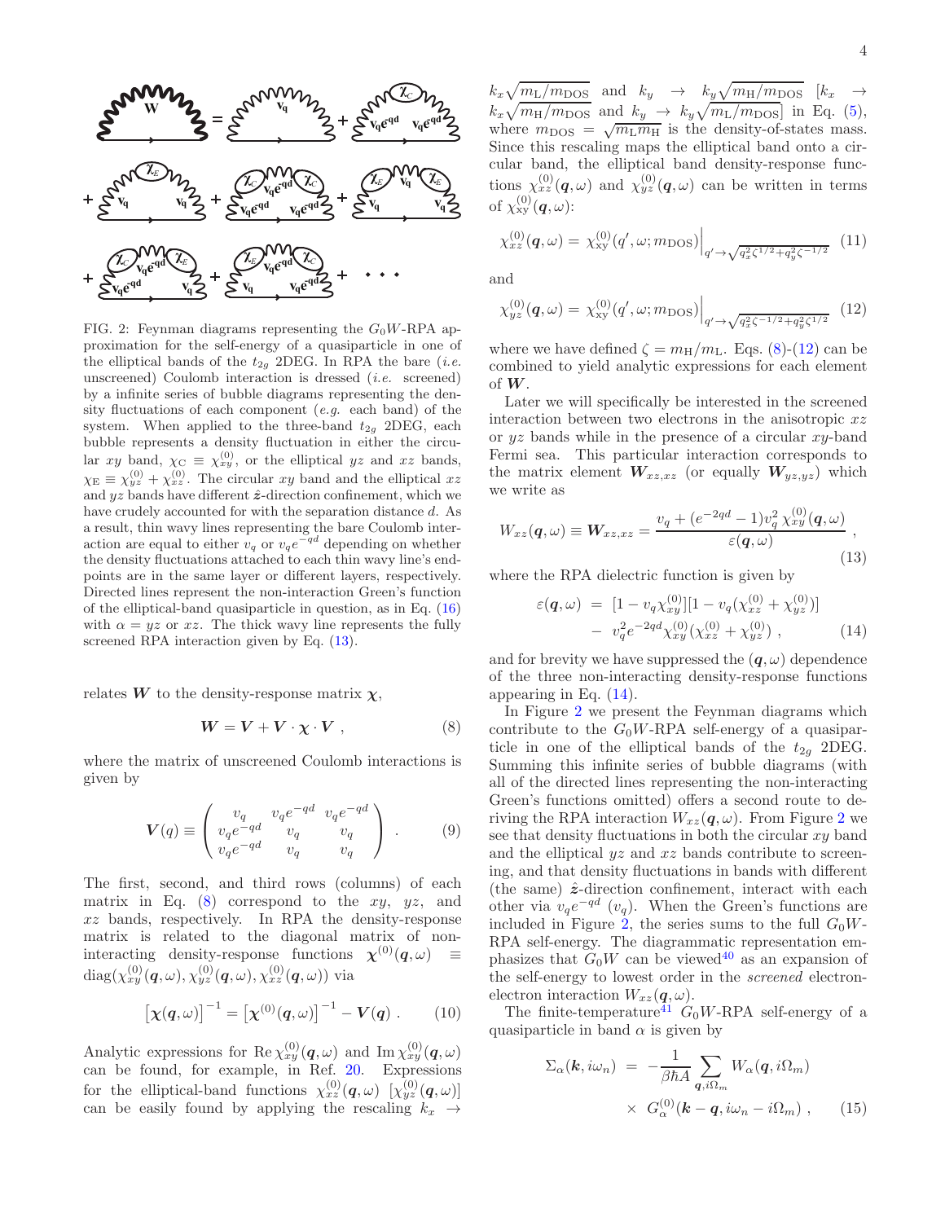FIG. 2: Feynman diagrams representing the $G_0W$-RPA approximation for the self-energy of a quasiparticle in one of the elliptical bands of the $t_{2g}$ 2DEG. In RPA the bare (*i.e.* unscreened) Coulomb interaction is dressed (*i.e.* screened) by a infinite series of bubble diagrams representing the density fluctuations of each component (*e.g.* each band) of the system. When applied to the three-band $t_{2g}$ 2DEG, each bubble represents a density fluctuation in either the circular $xy$ band, $\chi_{\rm C} \equiv \chi^{(0)}_{xy}$, or the elliptical $yz$ and $xz$ bands, $\chi_{\rm E} \equiv \chi^{(0)}_{yz} + \chi^{(0)}_{xz}$. The circular $xy$ band and the elliptical $xz$ and $yz$ bands have different $\hat{\boldsymbol{z}}$-direction confinement, which we have crudely accounted for with the separation distance $d$. As a result, thin wavy lines representing the bare Coulomb interaction are equal to either $v_q$ or $v_q e^{-qd}$ depending on whether the density fluctuations attached to each thin wavy line's endpoints are in the same layer or different layers, respectively. Directed lines represent the non-interaction Green's function of the elliptical-band quasiparticle in question, as in Eq. (16) with $\alpha = yz$ or $xz$. The thick wavy line represents the fully screened RPA interaction given by Eq. (13).

relates $\boldsymbol{W}$ to the density-response matrix $\boldsymbol{\chi}$,

$$\boldsymbol{W} = \boldsymbol{V} + \boldsymbol{V}\cdot\boldsymbol{\chi}\cdot\boldsymbol{V} \;, \tag{8}$$

where the matrix of unscreened Coulomb interactions is given by

$$\boldsymbol{V}(q) \equiv \begin{pmatrix} v_q & v_q e^{-qd} & v_q e^{-qd} \\ v_q e^{-qd} & v_q & v_q \\ v_q e^{-qd} & v_q & v_q \end{pmatrix} \;. \tag{9}$$

The first, second, and third rows (columns) of each matrix in Eq. (8) correspond to the $xy$, $yz$, and $xz$ bands, respectively. In RPA the density-response matrix is related to the diagonal matrix of non-interacting density-response functions $\boldsymbol{\chi}^{(0)}(\boldsymbol{q},\omega) \equiv \mathrm{diag}(\chi^{(0)}_{xy}(\boldsymbol{q},\omega), \chi^{(0)}_{yz}(\boldsymbol{q},\omega), \chi^{(0)}_{xz}(\boldsymbol{q},\omega))$ via

$$\left[\boldsymbol{\chi}(\boldsymbol{q},\omega)\right]^{-1} = \left[\boldsymbol{\chi}^{(0)}(\boldsymbol{q},\omega)\right]^{-1} - \boldsymbol{V}(q) \;. \tag{10}$$

Analytic expressions for $\mathrm{Re}\,\chi^{(0)}_{xy}(\boldsymbol{q},\omega)$ and $\mathrm{Im}\,\chi^{(0)}_{xy}(\boldsymbol{q},\omega)$ can be found, for example, in Ref. 20. Expressions for the elliptical-band functions $\chi^{(0)}_{xz}(\boldsymbol{q},\omega)$ $[\chi^{(0)}_{yz}(\boldsymbol{q},\omega)]$ can be easily found by applying the rescaling $k_x \to k_x\sqrt{m_{\rm L}/m_{\rm DOS}}$ and $k_y \to k_y\sqrt{m_{\rm H}/m_{\rm DOS}}$ $[k_x \to k_x\sqrt{m_{\rm H}/m_{\rm DOS}}$ and $k_y \to k_y\sqrt{m_{\rm L}/m_{\rm DOS}}]$ in Eq. (5), where $m_{\rm DOS} = \sqrt{m_{\rm L}m_{\rm H}}$ is the density-of-states mass. Since this rescaling maps the elliptical band onto a circular band, the elliptical band density-response functions $\chi^{(0)}_{xz}(\boldsymbol{q},\omega)$ and $\chi^{(0)}_{yz}(\boldsymbol{q},\omega)$ can be written in terms of $\chi^{(0)}_{\rm xy}(\boldsymbol{q},\omega)$:

$$\chi^{(0)}_{xz}(\boldsymbol{q},\omega) = \chi^{(0)}_{\rm xy}(q',\omega;m_{\rm DOS})\Big|_{q'\to\sqrt{q_x^2\zeta^{1/2}+q_y^2\zeta^{-1/2}}} \tag{11}$$

and

$$\chi^{(0)}_{yz}(\boldsymbol{q},\omega) = \chi^{(0)}_{\rm xy}(q',\omega;m_{\rm DOS})\Big|_{q'\to\sqrt{q_x^2\zeta^{-1/2}+q_y^2\zeta^{1/2}}} \tag{12}$$

where we have defined $\zeta = m_{\rm H}/m_{\rm L}$. Eqs. (8)-(12) can be combined to yield analytic expressions for each element of $\boldsymbol{W}$.

Later we will specifically be interested in the screened interaction between two electrons in the anisotropic $xz$ or $yz$ bands while in the presence of a circular $xy$-band Fermi sea. This particular interaction corresponds to the matrix element $\boldsymbol{W}_{xz,xz}$ (or equally $\boldsymbol{W}_{yz,yz}$) which we write as

$$W_{xz}(\boldsymbol{q},\omega) \equiv \boldsymbol{W}_{xz,xz} = \frac{v_q + (e^{-2qd}-1)v_q^2\,\chi^{(0)}_{xy}(\boldsymbol{q},\omega)}{\varepsilon(\boldsymbol{q},\omega)} \;, \tag{13}$$

where the RPA dielectric function is given by

$$\begin{aligned}\varepsilon(\boldsymbol{q},\omega) &= [1 - v_q\chi^{(0)}_{xy}][1 - v_q(\chi^{(0)}_{xz} + \chi^{(0)}_{yz})] \\ &\quad - v_q^2 e^{-2qd}\chi^{(0)}_{xy}(\chi^{(0)}_{xz} + \chi^{(0)}_{yz}) \;,\end{aligned} \tag{14}$$

and for brevity we have suppressed the $(\boldsymbol{q},\omega)$ dependence of the three non-interacting density-response functions appearing in Eq. (14).

In Figure 2 we present the Feynman diagrams which contribute to the $G_0W$-RPA self-energy of a quasiparticle in one of the elliptical bands of the $t_{2g}$ 2DEG. Summing this infinite series of bubble diagrams (with all of the directed lines representing the non-interacting Green's functions omitted) offers a second route to deriving the RPA interaction $W_{xz}(\boldsymbol{q},\omega)$. From Figure 2 we see that density fluctuations in both the circular $xy$ band and the elliptical $yz$ and $xz$ bands contribute to screening, and that density fluctuations in bands with different (the same) $\hat{\boldsymbol{z}}$-direction confinement, interact with each other via $v_q e^{-qd}$ $(v_q)$. When the Green's functions are included in Figure 2, the series sums to the full $G_0W$-RPA self-energy. The diagrammatic representation emphasizes that $G_0W$ can be viewed[40] as an expansion of the self-energy to lowest order in the *screened* electron-electron interaction $W_{xz}(\boldsymbol{q},\omega)$.

The finite-temperature[41] $G_0W$-RPA self-energy of a quasiparticle in band $\alpha$ is given by

$$\begin{aligned}\Sigma_\alpha(\boldsymbol{k},i\omega_n) &= -\frac{1}{\beta\hbar A}\sum_{\boldsymbol{q},i\Omega_m} W_\alpha(\boldsymbol{q},i\Omega_m) \\ &\quad\times\; G^{(0)}_\alpha(\boldsymbol{k}-\boldsymbol{q},i\omega_n - i\Omega_m) \;,\end{aligned} \tag{15}$$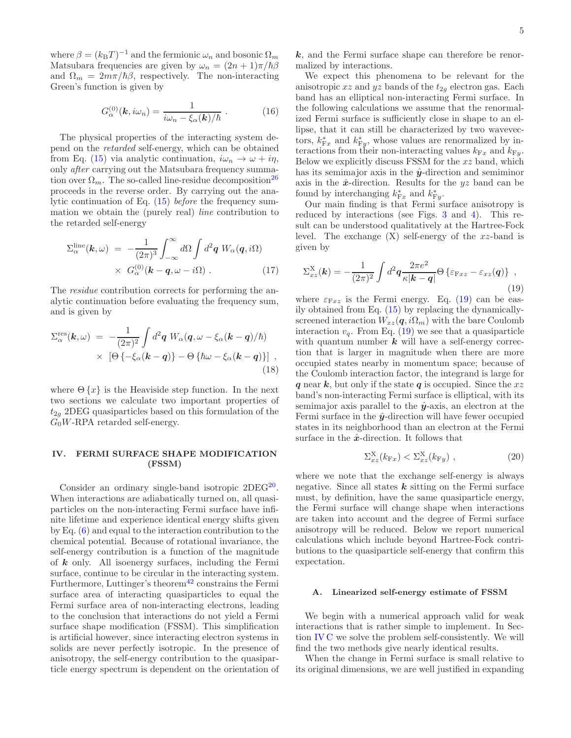where $\beta = (k_\mathrm{B}T)^{-1}$ and the fermionic $\omega_n$ and bosonic $\Omega_m$ Matsubara frequencies are given by $\omega_n = (2n+1)\pi/\hbar\beta$ and $\Omega_m = 2m\pi/\hbar\beta$, respectively. The non-interacting Green's function is given by

$$G_\alpha^{(0)}(\boldsymbol{k}, i\omega_n) = \frac{1}{i\omega_n - \xi_\alpha(\boldsymbol{k})/\hbar} \ . \tag{16}$$

The physical properties of the interacting system depend on the *retarded* self-energy, which can be obtained from Eq. (15) via analytic continuation, $i\omega_n \to \omega + i\eta$, only *after* carrying out the Matsubara frequency summation over $\Omega_m$. The so-called line-residue decomposition[26] proceeds in the reverse order. By carrying out the analytic continuation of Eq. (15) *before* the frequency summation we obtain the (purely real) *line* contribution to the retarded self-energy

$$\Sigma_\alpha^{\mathrm{line}}(\boldsymbol{k}, \omega) = -\frac{1}{(2\pi)^3} \int_{-\infty}^{\infty} d\Omega \int d^2\boldsymbol{q} \ W_\alpha(\boldsymbol{q}, i\Omega) \times \ G_\alpha^{(0)}(\boldsymbol{k}-\boldsymbol{q}, \omega - i\Omega) \ . \tag{17}$$

The *residue* contribution corrects for performing the analytic continuation before evaluating the frequency sum, and is given by

$$\Sigma_\alpha^{\mathrm{res}}(\boldsymbol{k}, \omega) = -\frac{1}{(2\pi)^2} \int d^2\boldsymbol{q} \ W_\alpha(\boldsymbol{q}, \omega - \xi_\alpha(\boldsymbol{k}-\boldsymbol{q})/\hbar) \times \ [\Theta\{-\xi_\alpha(\boldsymbol{k}-\boldsymbol{q})\} - \Theta\{\hbar\omega - \xi_\alpha(\boldsymbol{k}-\boldsymbol{q})\}] \ , \tag{18}$$

where $\Theta\{x\}$ is the Heaviside step function. In the next two sections we calculate two important properties of $t_{2g}$ 2DEG quasiparticles based on this formulation of the $G_0W$-RPA retarded self-energy.

## IV. FERMI SURFACE SHAPE MODIFICATION (FSSM)

Consider an ordinary single-band isotropic 2DEG[20]. When interactions are adiabatically turned on, all quasiparticles on the non-interacting Fermi surface have infinite lifetime and experience identical energy shifts given by Eq. (6) and equal to the interaction contribution to the chemical potential. Because of rotational invariance, the self-energy contribution is a function of the magnitude of $\boldsymbol{k}$ only. All isoenergy surfaces, including the Fermi surface, continue to be circular in the interacting system. Furthermore, Luttinger's theorem[42] constrains the Fermi surface area of interacting quasiparticles to equal the Fermi surface area of non-interacting electrons, leading to the conclusion that interactions do not yield a Fermi surface shape modification (FSSM). This simplification is artificial however, since interacting electron systems in solids are never perfectly isotropic. In the presence of anisotropy, the self-energy contribution to the quasiparticle energy spectrum is dependent on the orientation of $\boldsymbol{k}$, and the Fermi surface shape can therefore be renormalized by interactions.

We expect this phenomena to be relevant for the anisotropic $xz$ and $yz$ bands of the $t_{2g}$ electron gas. Each band has an elliptical non-interacting Fermi surface. In the following calculations we assume that the renormalized Fermi surface is sufficiently close in shape to an ellipse, that it can still be characterized by two wavevectors, $k^*_{\mathrm{F}x}$ and $k^*_{\mathrm{F}y}$, whose values are renormalized by interactions from their non-interacting values $k_{\mathrm{F}x}$ and $k_{\mathrm{F}y}$. Below we explicitly discuss FSSM for the $xz$ band, which has its semimajor axis in the $\hat{\boldsymbol{y}}$-direction and semiminor axis in the $\hat{\boldsymbol{x}}$-direction. Results for the $yz$ band can be found by interchanging $k^*_{\mathrm{F}x}$ and $k^*_{\mathrm{F}y}$.

Our main finding is that Fermi surface anisotropy is reduced by interactions (see Figs. 3 and 4). This result can be understood qualitatively at the Hartree-Fock level. The exchange (X) self-energy of the $xz$-band is given by

$$\Sigma_{xz}^{\mathrm{X}}(\boldsymbol{k}) = -\frac{1}{(2\pi)^2} \int d^2\boldsymbol{q} \frac{2\pi e^2}{\kappa|\boldsymbol{k}-\boldsymbol{q}|} \Theta\{\varepsilon_{\mathrm{F}xz} - \varepsilon_{xz}(\boldsymbol{q})\} \ , \tag{19}$$

where $\varepsilon_{\mathrm{F}xz}$ is the Fermi energy. Eq. (19) can be easily obtained from Eq. (15) by replacing the dynamically-screened interaction $W_{xz}(\boldsymbol{q}, i\Omega_m)$ with the bare Coulomb interaction $v_q$. From Eq. (19) we see that a quasiparticle with quantum number $\boldsymbol{k}$ will have a self-energy correction that is larger in magnitude when there are more occupied states nearby in momentum space; because of the Coulomb interaction factor, the integrand is large for $\boldsymbol{q}$ near $\boldsymbol{k}$, but only if the state $\boldsymbol{q}$ is occupied. Since the $xz$ band's non-interacting Fermi surface is elliptical, with its semimajor axis parallel to the $\hat{\boldsymbol{y}}$-axis, an electron at the Fermi surface in the $\hat{\boldsymbol{y}}$-direction will have fewer occupied states in its neighborhood than an electron at the Fermi surface in the $\hat{\boldsymbol{x}}$-direction. It follows that

$$\Sigma_{xz}^{\mathrm{X}}(k_{\mathrm{F}x}) < \Sigma_{xz}^{\mathrm{X}}(k_{\mathrm{F}y}) \ , \tag{20}$$

where we note that the exchange self-energy is always negative. Since all states $\boldsymbol{k}$ sitting on the Fermi surface must, by definition, have the same quasiparticle energy, the Fermi surface will change shape when interactions are taken into account and the degree of Fermi surface anisotropy will be reduced. Below we report numerical calculations which include beyond Hartree-Fock contributions to the quasiparticle self-energy that confirm this expectation.

### A. Linearized self-energy estimate of FSSM

We begin with a numerical approach valid for weak interactions that is rather simple to implement. In Section IV C we solve the problem self-consistently. We will find the two methods give nearly identical results.

When the change in Fermi surface is small relative to its original dimensions, we are well justified in expanding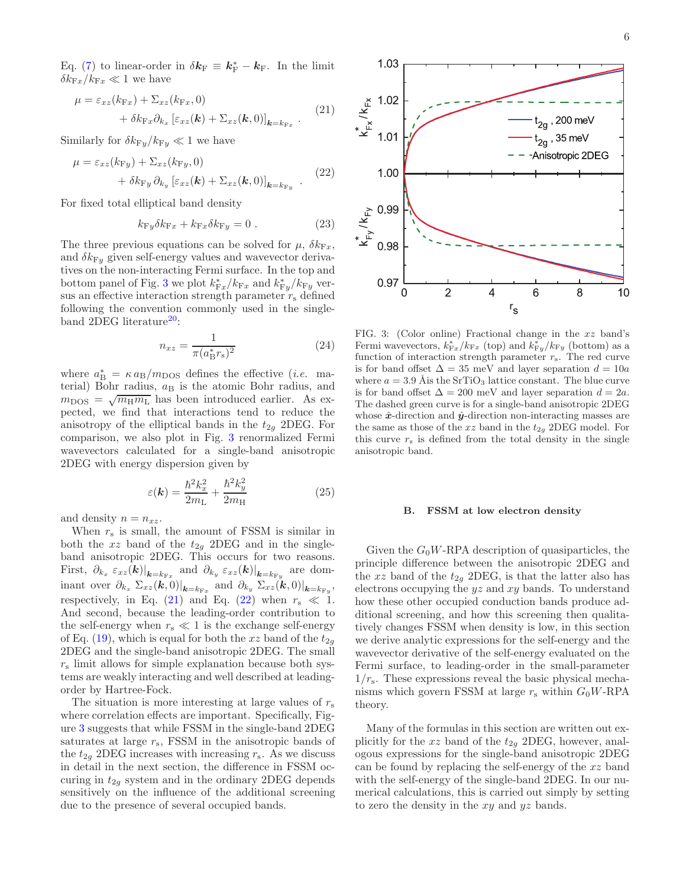Eq. (7) to linear-order in $\delta \boldsymbol{k}_{\rm F} \equiv \boldsymbol{k}^*_{\rm F} - \boldsymbol{k}_{\rm F}$. In the limit $\delta k_{{\rm F}x}/k_{{\rm F}x} \ll 1$ we have

$$\mu = \varepsilon_{xz}(k_{{\rm F}x}) + \Sigma_{xz}(k_{{\rm F}x}, 0) + \delta k_{{\rm F}x} \partial_{k_x} \left[\varepsilon_{xz}(\boldsymbol{k}) + \Sigma_{xz}(\boldsymbol{k}, 0)\right]_{\boldsymbol{k}=k_{{\rm F}x}} . \tag{21}$$

Similarly for $\delta k_{{\rm F}y}/k_{{\rm F}y} \ll 1$ we have

$$\mu = \varepsilon_{xz}(k_{{\rm F}y}) + \Sigma_{xz}(k_{{\rm F}y}, 0) + \delta k_{{\rm F}y} \, \partial_{k_y} \left[\varepsilon_{xz}(\boldsymbol{k}) + \Sigma_{xz}(\boldsymbol{k}, 0)\right]_{\boldsymbol{k}=k_{{\rm F}y}} . \tag{22}$$

For fixed total elliptical band density

$$k_{{\rm F}y}\delta k_{{\rm F}x} + k_{{\rm F}x}\delta k_{{\rm F}y} = 0 \, . \tag{23}$$

The three previous equations can be solved for $\mu$, $\delta k_{{\rm F}x}$, and $\delta k_{{\rm F}y}$ given self-energy values and wavevector derivatives on the non-interacting Fermi surface. In the top and bottom panel of Fig. 3 we plot $k^*_{{\rm F}x}/k_{{\rm F}x}$ and $k^*_{{\rm F}y}/k_{{\rm F}y}$ versus an effective interaction strength parameter $r_{\rm s}$ defined following the convention commonly used in the single-band 2DEG literature[20]:

$$n_{xz} = \frac{1}{\pi(a^*_{\rm B} r_{\rm s})^2} \tag{24}$$

where $a^*_{\rm B} = \kappa \, a_{\rm B}/m_{\rm DOS}$ defines the effective (*i.e.* material) Bohr radius, $a_{\rm B}$ is the atomic Bohr radius, and $m_{\rm DOS} = \sqrt{m_{\rm H} m_{\rm L}}$ has been introduced earlier. As expected, we find that interactions tend to reduce the anisotropy of the elliptical bands in the $t_{2g}$ 2DEG. For comparison, we also plot in Fig. 3 renormalized Fermi wavevectors calculated for a single-band anisotropic 2DEG with energy dispersion given by

$$\varepsilon(\boldsymbol{k}) = \frac{\hbar^2 k_x^2}{2m_{\rm L}} + \frac{\hbar^2 k_y^2}{2m_{\rm H}} \tag{25}$$

and density $n = n_{xz}$.

When $r_{\rm s}$ is small, the amount of FSSM is similar in both the $xz$ band of the $t_{2g}$ 2DEG and in the single-band anisotropic 2DEG. This occurs for two reasons. First, $\partial_{k_x} \varepsilon_{xz}(\boldsymbol{k})|_{\boldsymbol{k}=k_{{\rm F}x}}$ and $\partial_{k_y} \varepsilon_{xz}(\boldsymbol{k})|_{\boldsymbol{k}=k_{{\rm F}y}}$ are dominant over $\partial_{k_x} \Sigma_{xz}(\boldsymbol{k}, 0)|_{\boldsymbol{k}=k_{{\rm F}x}}$ and $\partial_{k_y} \Sigma_{xz}(\boldsymbol{k}, 0)|_{\boldsymbol{k}=k_{{\rm F}y}}$, respectively, in Eq. (21) and Eq. (22) when $r_{\rm s} \ll 1$. And second, because the leading-order contribution to the self-energy when $r_{\rm s} \ll 1$ is the exchange self-energy of Eq. (19), which is equal for both the $xz$ band of the $t_{2g}$ 2DEG and the single-band anisotropic 2DEG. The small $r_{\rm s}$ limit allows for simple explanation because both systems are weakly interacting and well described at leading-order by Hartree-Fock.

The situation is more interesting at large values of $r_{\rm s}$ where correlation effects are important. Specifically, Figure 3 suggests that while FSSM in the single-band 2DEG saturates at large $r_{\rm s}$, FSSM in the anisotropic bands of the $t_{2g}$ 2DEG increases with increasing $r_{\rm s}$. As we discuss in detail in the next section, the difference in FSSM occuring in $t_{2g}$ system and in the ordinary 2DEG depends sensitively on the influence of the additional screening due to the presence of several occupied bands.

1.03
1.02
1.01
1.00
0.99
0.98
0.97
0 2 4 6 8 10
$r_{\rm s}$
$k^*_{{\rm F}x}/k_{{\rm F}x}$
$k^*_{{\rm F}y}/k_{{\rm F}y}$
$t_{2g}$ , 200 meV
$t_{2g}$ , 35 meV
Anisotropic 2DEG

FIG. 3: (Color online) Fractional change in the $xz$ band's Fermi wavevectors, $k^*_{{\rm F}x}/k_{{\rm F}x}$ (top) and $k^*_{{\rm F}y}/k_{{\rm F}y}$ (bottom) as a function of interaction strength parameter $r_{\rm s}$. The red curve is for band offset $\Delta = 35$ meV and layer separation $d = 10a$ where $a = 3.9$ Åis the $SrTiO_3$ lattice constant. The blue curve is for band offset $\Delta = 200$ meV and layer separation $d = 2a$. The dashed green curve is for a single-band anisotropic 2DEG whose $\hat{\boldsymbol{x}}$-direction and $\hat{\boldsymbol{y}}$-direction non-interacting masses are the same as those of the $xz$ band in the $t_{2g}$ 2DEG model. For this curve $r_{\rm s}$ is defined from the total density in the single anisotropic band.

### B. FSSM at low electron density

Given the $G_0W$-RPA description of quasiparticles, the principle difference between the anisotropic 2DEG and the $xz$ band of the $t_{2g}$ 2DEG, is that the latter also has electrons occupying the $yz$ and $xy$ bands. To understand how these other occupied conduction bands produce additional screening, and how this screening then qualitatively changes FSSM when density is low, in this section we derive analytic expressions for the self-energy and the wavevector derivative of the self-energy evaluated on the Fermi surface, to leading-order in the small-parameter $1/r_{\rm s}$. These expressions reveal the basic physical mechanisms which govern FSSM at large $r_{\rm s}$ within $G_0W$-RPA theory.

Many of the formulas in this section are written out explicitly for the $xz$ band of the $t_{2g}$ 2DEG, however, analogous expressions for the single-band anisotropic 2DEG can be found by replacing the self-energy of the $xz$ band with the self-energy of the single-band 2DEG. In our numerical calculations, this is carried out simply by setting to zero the density in the $xy$ and $yz$ bands.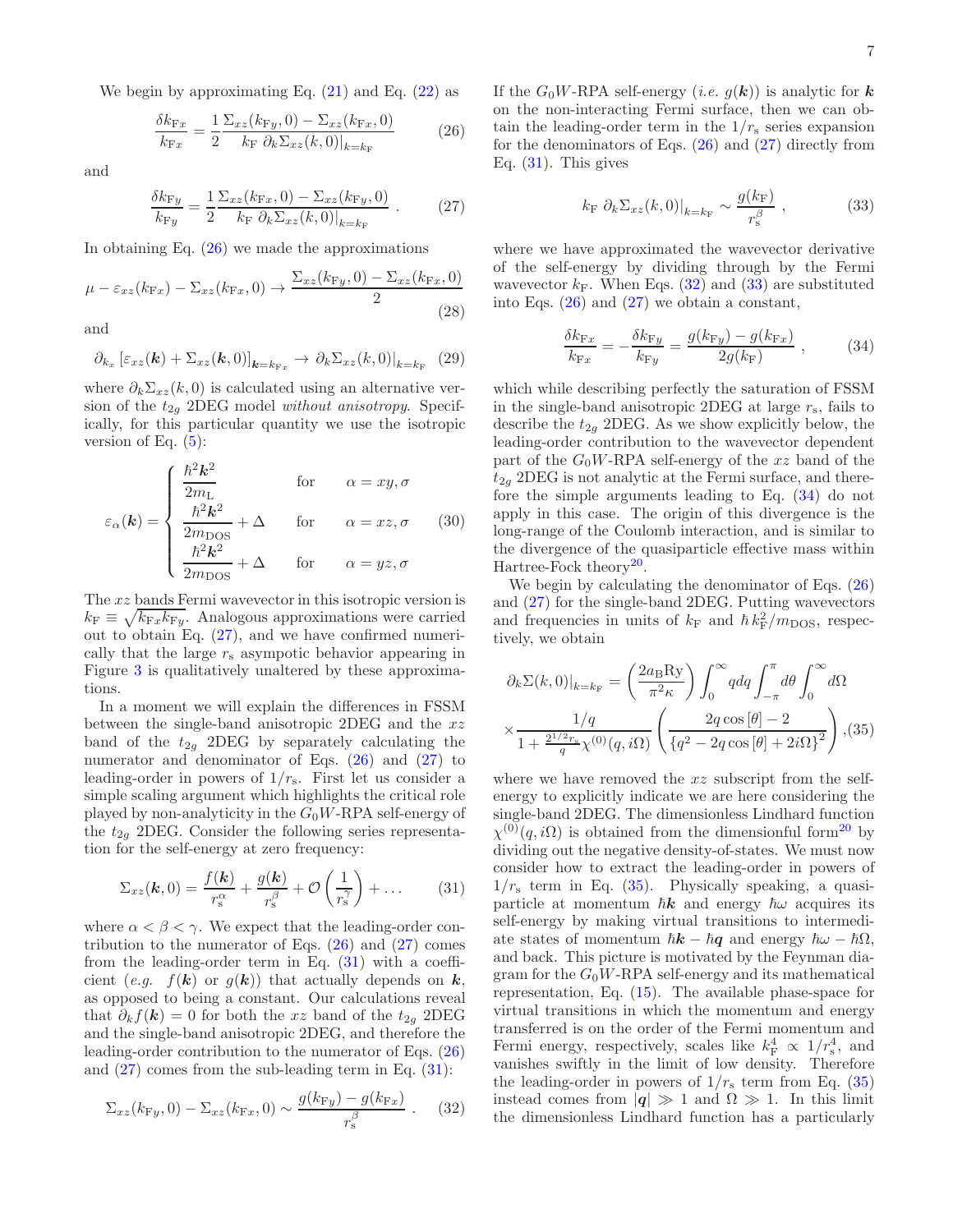We begin by approximating Eq. (21) and Eq. (22) as

$$\frac{\delta k_{\mathrm{F}x}}{k_{\mathrm{F}x}} = \frac{1}{2}\frac{\Sigma_{xz}(k_{\mathrm{F}y},0) - \Sigma_{xz}(k_{\mathrm{F}x},0)}{k_{\mathrm{F}}\ \partial_k \Sigma_{xz}(k,0)|_{k=k_{\mathrm{F}}}} \tag{26}$$

and

$$\frac{\delta k_{\mathrm{F}y}}{k_{\mathrm{F}y}} = \frac{1}{2}\frac{\Sigma_{xz}(k_{\mathrm{F}x},0) - \Sigma_{xz}(k_{\mathrm{F}y},0)}{k_{\mathrm{F}}\ \partial_k \Sigma_{xz}(k,0)|_{k=k_{\mathrm{F}}}} \ . \tag{27}$$

In obtaining Eq. (26) we made the approximations

$$\mu - \varepsilon_{xz}(k_{\mathrm{F}x}) - \Sigma_{xz}(k_{\mathrm{F}x},0) \rightarrow \frac{\Sigma_{xz}(k_{\mathrm{F}y},0) - \Sigma_{xz}(k_{\mathrm{F}x},0)}{2} \tag{28}$$

and

$$\partial_{k_x}\left[\varepsilon_{xz}(\boldsymbol{k}) + \Sigma_{xz}(\boldsymbol{k},0)\right]_{\boldsymbol{k}=k_{\mathrm{F}x}} \rightarrow \partial_k \Sigma_{xz}(k,0)|_{k=k_{\mathrm{F}}} \tag{29}$$

where $\partial_k \Sigma_{xz}(k,0)$ is calculated using an alternative version of the $t_{2g}$ 2DEG model *without anisotropy*. Specifically, for this particular quantity we use the isotropic version of Eq. (5):

$$\varepsilon_\alpha(\boldsymbol{k}) = \begin{cases} \dfrac{\hbar^2\boldsymbol{k}^2}{2m_{\mathrm{L}}} & \text{for} \quad \alpha = xy,\sigma \\ \dfrac{\hbar^2\boldsymbol{k}^2}{2m_{\mathrm{DOS}}} + \Delta & \text{for} \quad \alpha = xz,\sigma \\ \dfrac{\hbar^2\boldsymbol{k}^2}{2m_{\mathrm{DOS}}} + \Delta & \text{for} \quad \alpha = yz,\sigma \end{cases} \tag{30}$$

The $xz$ bands Fermi wavevector in this isotropic version is $k_{\mathrm{F}} \equiv \sqrt{k_{\mathrm{F}x}k_{\mathrm{F}y}}$. Analogous approximations were carried out to obtain Eq. (27), and we have confirmed numerically that the large $r_{\mathrm{s}}$ asymptotic behavior appearing in Figure 3 is qualitatively unaltered by these approximations.

In a moment we will explain the differences in FSSM between the single-band anisotropic 2DEG and the $xz$ band of the $t_{2g}$ 2DEG by separately calculating the numerator and denominator of Eqs. (26) and (27) to leading-order in powers of $1/r_{\mathrm{s}}$. First let us consider a simple scaling argument which highlights the critical role played by non-analyticity in the $G_0W$-RPA self-energy of the $t_{2g}$ 2DEG. Consider the following series representation for the self-energy at zero frequency:

$$\Sigma_{xz}(\boldsymbol{k},0) = \frac{f(\boldsymbol{k})}{r_{\mathrm{s}}^{\alpha}} + \frac{g(\boldsymbol{k})}{r_{\mathrm{s}}^{\beta}} + \mathcal{O}\left(\frac{1}{r_{\mathrm{s}}^{\gamma}}\right) + \ldots \tag{31}$$

where $\alpha < \beta < \gamma$. We expect that the leading-order contribution to the numerator of Eqs. (26) and (27) comes from the leading-order term in Eq. (31) with a coefficient (*e.g.* $f(\boldsymbol{k})$ or $g(\boldsymbol{k})$) that actually depends on $\boldsymbol{k}$, as opposed to being a constant. Our calculations reveal that $\partial_k f(\boldsymbol{k}) = 0$ for both the $xz$ band of the $t_{2g}$ 2DEG and the single-band anisotropic 2DEG, and therefore the leading-order contribution to the numerator of Eqs. (26) and (27) comes from the sub-leading term in Eq. (31):

$$\Sigma_{xz}(k_{\mathrm{F}y},0) - \Sigma_{xz}(k_{\mathrm{F}x},0) \sim \frac{g(k_{\mathrm{F}y}) - g(k_{\mathrm{F}x})}{r_{\mathrm{s}}^{\beta}} \ . \tag{32}$$

If the $G_0W$-RPA self-energy (*i.e.* $g(\boldsymbol{k})$) is analytic for $\boldsymbol{k}$ on the non-interacting Fermi surface, then we can obtain the leading-order term in the $1/r_{\mathrm{s}}$ series expansion for the denominators of Eqs. (26) and (27) directly from Eq. (31). This gives

$$k_{\mathrm{F}}\ \partial_k \Sigma_{xz}(k,0)|_{k=k_{\mathrm{F}}} \sim \frac{g(k_{\mathrm{F}})}{r_{\mathrm{s}}^{\beta}} \ , \tag{33}$$

where we have approximated the wavevector derivative of the self-energy by dividing through by the Fermi wavevector $k_{\mathrm{F}}$. When Eqs. (32) and (33) are substituted into Eqs. (26) and (27) we obtain a constant,

$$\frac{\delta k_{\mathrm{F}x}}{k_{\mathrm{F}x}} = -\frac{\delta k_{\mathrm{F}y}}{k_{\mathrm{F}y}} = \frac{g(k_{\mathrm{F}y}) - g(k_{\mathrm{F}x})}{2g(k_{\mathrm{F}})} \ , \tag{34}$$

which while describing perfectly the saturation of FSSM in the single-band anisotropic 2DEG at large $r_{\mathrm{s}}$, fails to describe the $t_{2g}$ 2DEG. As we show explicitly below, the leading-order contribution to the wavevector dependent part of the $G_0W$-RPA self-energy of the $xz$ band of the $t_{2g}$ 2DEG is not analytic at the Fermi surface, and therefore the simple arguments leading to Eq. (34) do not apply in this case. The origin of this divergence is the long-range of the Coulomb interaction, and is similar to the divergence of the quasiparticle effective mass within Hartree-Fock theory[20].

We begin by calculating the denominator of Eqs. (26) and (27) for the single-band 2DEG. Putting wavevectors and frequencies in units of $k_{\mathrm{F}}$ and $\hbar\, k_{\mathrm{F}}^2/m_{\mathrm{DOS}}$, respectively, we obtain

$$\partial_k \Sigma(k,0)|_{k=k_{\mathrm{F}}} = \left(\frac{2a_{\mathrm{B}}\mathrm{Ry}}{\pi^2\kappa}\right)\int_0^\infty q dq \int_{-\pi}^{\pi} d\theta \int_0^\infty d\Omega$$
$$\times \frac{1/q}{1 + \frac{2^{1/2}r_{\mathrm{s}}}{q}\chi^{(0)}(q,i\Omega)}\left(\frac{2q\cos[\theta] - 2}{\left\{q^2 - 2q\cos[\theta] + 2i\Omega\right\}^2}\right), \tag{35}$$

where we have removed the $xz$ subscript from the self-energy to explicitly indicate we are here considering the single-band 2DEG. The dimensionless Lindhard function $\chi^{(0)}(q,i\Omega)$ is obtained from the dimensionful form[20] by dividing out the negative density-of-states. We must now consider how to extract the leading-order in powers of $1/r_{\mathrm{s}}$ term in Eq. (35). Physically speaking, a quasiparticle at momentum $\hbar\boldsymbol{k}$ and energy $\hbar\omega$ acquires its self-energy by making virtual transitions to intermediate states of momentum $\hbar\boldsymbol{k} - \hbar\boldsymbol{q}$ and energy $\hbar\omega - \hbar\Omega$, and back. This picture is motivated by the Feynman diagram for the $G_0W$-RPA self-energy and its mathematical representation, Eq. (15). The available phase-space for virtual transitions in which the momentum and energy transferred is on the order of the Fermi momentum and Fermi energy, respectively, scales like $k_{\mathrm{F}}^4 \propto 1/r_{\mathrm{s}}^4$, and vanishes swiftly in the limit of low density. Therefore the leading-order in powers of $1/r_{\mathrm{s}}$ term from Eq. (35) instead comes from $|\boldsymbol{q}| \gg 1$ and $\Omega \gg 1$. In this limit the dimensionless Lindhard function has a particularly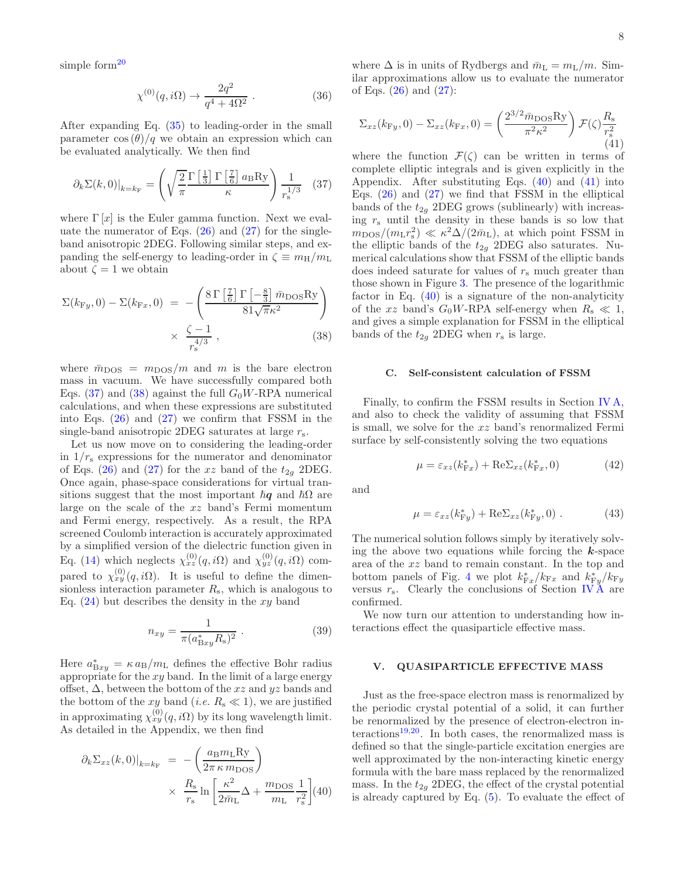simple form[20]

$$\chi^{(0)}(q, i\Omega) \to \frac{2q^2}{q^4 + 4\Omega^2} \; . \tag{36}$$

After expanding Eq. (35) to leading-order in the small parameter $\cos(\theta)/q$ we obtain an expression which can be evaluated analytically. We then find

$$\partial_k \Sigma(k, 0)|_{k=k_\mathrm{F}} = \left( \sqrt{\frac{2}{\pi}} \frac{\Gamma\left[\frac{1}{3}\right] \Gamma\left[\frac{7}{6}\right] a_\mathrm{B} \mathrm{Ry}}{\kappa} \right) \frac{1}{r_\mathrm{s}^{1/3}} \tag{37}$$

where $\Gamma[x]$ is the Euler gamma function. Next we evaluate the numerator of Eqs. (26) and (27) for the single-band anisotropic 2DEG. Following similar steps, and expanding the self-energy to leading-order in $\zeta \equiv m_\mathrm{H}/m_\mathrm{L}$ about $\zeta = 1$ we obtain

$$\begin{aligned} \Sigma(k_{\mathrm{F}y}, 0) - \Sigma(k_{\mathrm{F}x}, 0) &= - \left( \frac{8\, \Gamma\left[\frac{7}{6}\right] \Gamma\left[-\frac{8}{3}\right] \bar{m}_\mathrm{DOS} \mathrm{Ry}}{81 \sqrt{\pi} \kappa^2} \right) \\ &\times \frac{\zeta - 1}{r_\mathrm{s}^{4/3}} \; , \end{aligned} \tag{38}$$

where $\bar{m}_\mathrm{DOS} = m_\mathrm{DOS}/m$ and $m$ is the bare electron mass in vacuum. We have successfully compared both Eqs. (37) and (38) against the full $G_0W$-RPA numerical calculations, and when these expressions are substituted into Eqs. (26) and (27) we confirm that FSSM in the single-band anisotropic 2DEG saturates at large $r_\mathrm{s}$.

Let us now move on to considering the leading-order in $1/r_\mathrm{s}$ expressions for the numerator and denominator of Eqs. (26) and (27) for the $xz$ band of the $t_{2g}$ 2DEG. Once again, phase-space considerations for virtual transitions suggest that the most important $\hbar \boldsymbol{q}$ and $\hbar\Omega$ are large on the scale of the $xz$ band's Fermi momentum and Fermi energy, respectively. As a result, the RPA screened Coulomb interaction is accurately approximated by a simplified version of the dielectric function given in Eq. (14) which neglects $\chi^{(0)}_{xz}(q, i\Omega)$ and $\chi^{(0)}_{yz}(q, i\Omega)$ compared to $\chi^{(0)}_{xy}(q, i\Omega)$. It is useful to define the dimensionless interaction parameter $R_\mathrm{s}$, which is analogous to Eq. (24) but describes the density in the $xy$ band

$$n_{xy} = \frac{1}{\pi (a^*_{\mathrm{B}xy} R_\mathrm{s})^2} \; . \tag{39}$$

Here $a^*_{\mathrm{B}xy} = \kappa\, a_\mathrm{B}/m_\mathrm{L}$ defines the effective Bohr radius appropriate for the $xy$ band. In the limit of a large energy offset, $\Delta$, between the bottom of the $xz$ and $yz$ bands and the bottom of the $xy$ band (*i.e.* $R_\mathrm{s} \ll 1$), we are justified in approximating $\chi^{(0)}_{xy}(q, i\Omega)$ by its long wavelength limit. As detailed in the Appendix, we then find

$$\begin{aligned} \partial_k \Sigma_{xz}(k, 0)|_{k=k_\mathrm{F}} &= - \left( \frac{a_\mathrm{B} m_\mathrm{L} \mathrm{Ry}}{2\pi\, \kappa\, m_\mathrm{DOS}} \right) \\ &\times \frac{R_\mathrm{s}}{r_\mathrm{s}} \ln\left[ \frac{\kappa^2}{2\bar{m}_\mathrm{L}} \Delta + \frac{m_\mathrm{DOS}}{m_\mathrm{L}} \frac{1}{r_\mathrm{s}^2} \right] \end{aligned} \tag{40}$$

where $\Delta$ is in units of Rydbergs and $\bar{m}_\mathrm{L} = m_\mathrm{L}/m$. Similar approximations allow us to evaluate the numerator of Eqs. (26) and (27):

$$\Sigma_{xz}(k_{\mathrm{F}y}, 0) - \Sigma_{xz}(k_{\mathrm{F}x}, 0) = \left( \frac{2^{3/2} \bar{m}_\mathrm{DOS} \mathrm{Ry}}{\pi^2 \kappa^2} \right) \mathcal{F}(\zeta) \frac{R_\mathrm{s}}{r_\mathrm{s}^2} \tag{41}$$

where the function $\mathcal{F}(\zeta)$ can be written in terms of complete elliptic integrals and is given explicitly in the Appendix. After substituting Eqs. (40) and (41) into Eqs. (26) and (27) we find that FSSM in the elliptical bands of the $t_{2g}$ 2DEG grows (sublinearly) with increasing $r_\mathrm{s}$ until the density in these bands is so low that $m_\mathrm{DOS}/(m_\mathrm{L} r_\mathrm{s}^2) \ll \kappa^2 \Delta/(2\bar{m}_\mathrm{L})$, at which point FSSM in the elliptic bands of the $t_{2g}$ 2DEG also saturates. Numerical calculations show that FSSM of the elliptic bands does indeed saturate for values of $r_\mathrm{s}$ much greater than those shown in Figure 3. The presence of the logarithmic factor in Eq. (40) is a signature of the non-analyticity of the $xz$ band's $G_0W$-RPA self-energy when $R_\mathrm{s} \ll 1$, and gives a simple explanation for FSSM in the elliptical bands of the $t_{2g}$ 2DEG when $r_\mathrm{s}$ is large.

### C. Self-consistent calculation of FSSM

Finally, to confirm the FSSM results in Section IV A, and also to check the validity of assuming that FSSM is small, we solve for the $xz$ band's renormalized Fermi surface by self-consistently solving the two equations

$$\mu = \varepsilon_{xz}(k^*_{\mathrm{F}x}) + \mathrm{Re}\Sigma_{xz}(k^*_{\mathrm{F}x}, 0) \tag{42}$$

and

$$\mu = \varepsilon_{xz}(k^*_{\mathrm{F}y}) + \mathrm{Re}\Sigma_{xz}(k^*_{\mathrm{F}y}, 0) \; . \tag{43}$$

The numerical solution follows simply by iteratively solving the above two equations while forcing the $\boldsymbol{k}$-space area of the $xz$ band to remain constant. In the top and bottom panels of Fig. 4 we plot $k^*_{\mathrm{F}x}/k_{\mathrm{F}x}$ and $k^*_{\mathrm{F}y}/k_{\mathrm{F}y}$ versus $r_\mathrm{s}$. Clearly the conclusions of Section IV A are confirmed.

We now turn our attention to understanding how interactions effect the quasiparticle effective mass.

## V. QUASIPARTICLE EFFECTIVE MASS

Just as the free-space electron mass is renormalized by the periodic crystal potential of a solid, it can further be renormalized by the presence of electron-electron interactions[19,20]. In both cases, the renormalized mass is defined so that the single-particle excitation energies are well approximated by the non-interacting kinetic energy formula with the bare mass replaced by the renormalized mass. In the $t_{2g}$ 2DEG, the effect of the crystal potential is already captured by Eq. (5). To evaluate the effect of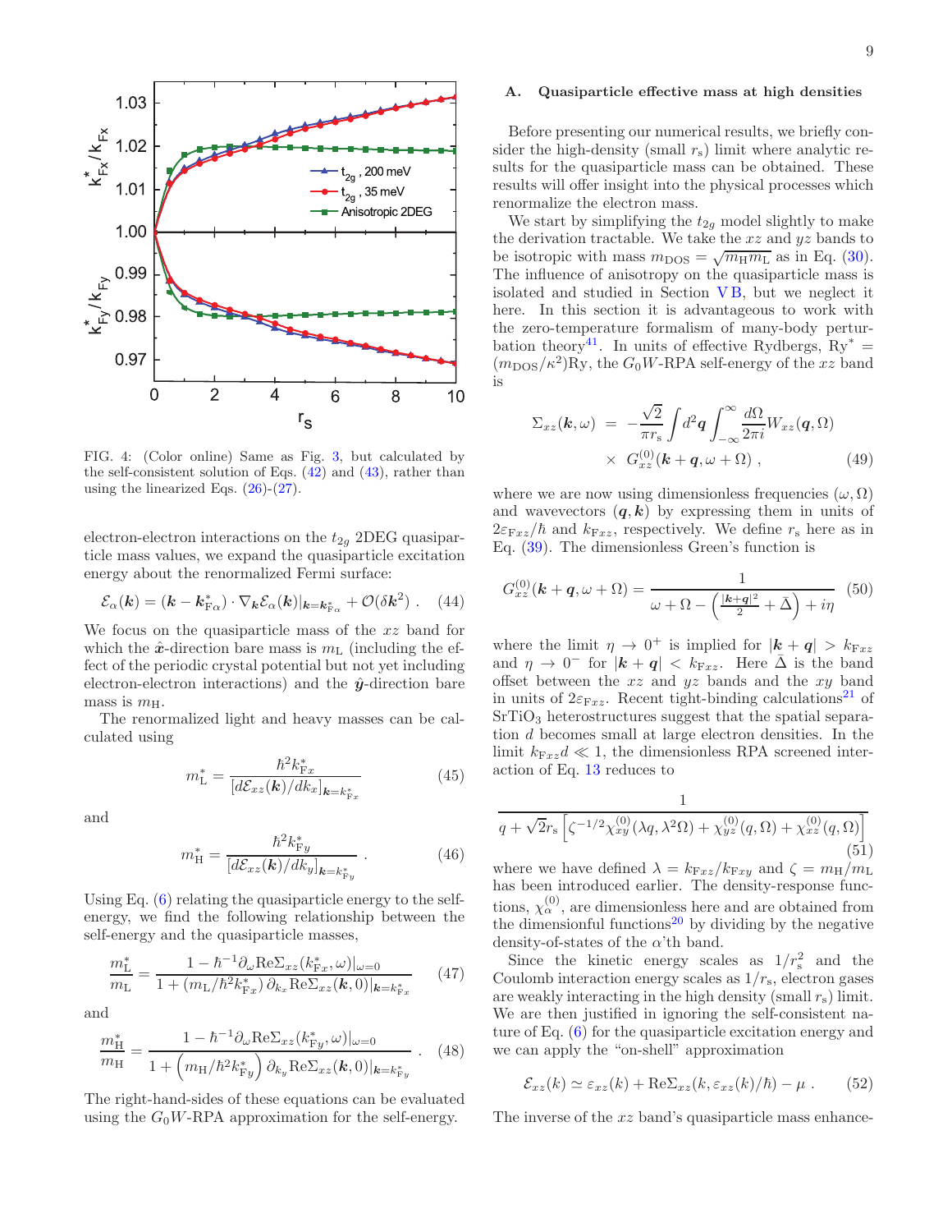1.03

1.02

1.01

1.00

0.99

0.98

0.97

$k^*_{Fx}/k_{Fx}$

$k^*_{Fy}/k_{Fy}$

$t_{2g}$ , 200 meV

$t_{2g}$ , 35 meV

Anisotropic 2DEG

0 2 4 6 8 10

$r_s$

FIG. 4: (Color online) Same as Fig. 3, but calculated by the self-consistent solution of Eqs. (42) and (43), rather than using the linearized Eqs. (26)-(27).

electron-electron interactions on the $t_{2g}$ 2DEG quasiparticle mass values, we expand the quasiparticle excitation energy about the renormalized Fermi surface:

$$\mathcal{E}_\alpha(\boldsymbol{k}) = (\boldsymbol{k} - \boldsymbol{k}^*_{\mathrm{F}\alpha}) \cdot \nabla_{\boldsymbol{k}} \mathcal{E}_\alpha(\boldsymbol{k})|_{\boldsymbol{k}=\boldsymbol{k}^*_{\mathrm{F}\alpha}} + \mathcal{O}(\delta \boldsymbol{k}^2) \; . \quad (44)$$

We focus on the quasiparticle mass of the $xz$ band for which the $\hat{\boldsymbol{x}}$-direction bare mass is $m_{\mathrm{L}}$ (including the effect of the periodic crystal potential but not yet including electron-electron interactions) and the $\hat{\boldsymbol{y}}$-direction bare mass is $m_{\mathrm{H}}$.

The renormalized light and heavy masses can be calculated using

$$m^*_{\mathrm{L}} = \frac{\hbar^2 k^*_{\mathrm{F}x}}{[d\mathcal{E}_{xz}(\boldsymbol{k})/dk_x]_{\boldsymbol{k}=k^*_{\mathrm{F}x}}} \quad (45)$$

and

$$m^*_{\mathrm{H}} = \frac{\hbar^2 k^*_{\mathrm{F}y}}{[d\mathcal{E}_{xz}(\boldsymbol{k})/dk_y]_{\boldsymbol{k}=k^*_{\mathrm{F}y}}} \; . \quad (46)$$

Using Eq. (6) relating the quasiparticle energy to the self-energy, we find the following relationship between the self-energy and the quasiparticle masses,

$$\frac{m^*_{\mathrm{L}}}{m_{\mathrm{L}}} = \frac{1 - \hbar^{-1}\partial_\omega \mathrm{Re}\Sigma_{xz}(k^*_{\mathrm{F}x}, \omega)|_{\omega=0}}{1 + (m_{\mathrm{L}}/\hbar^2 k^*_{\mathrm{F}x})\, \partial_{k_x} \mathrm{Re}\Sigma_{xz}(\boldsymbol{k}, 0)|_{\boldsymbol{k}=k^*_{\mathrm{F}x}}} \quad (47)$$

and

$$\frac{m^*_{\mathrm{H}}}{m_{\mathrm{H}}} = \frac{1 - \hbar^{-1}\partial_\omega \mathrm{Re}\Sigma_{xz}(k^*_{\mathrm{F}y}, \omega)|_{\omega=0}}{1 + \left(m_{\mathrm{H}}/\hbar^2 k^*_{\mathrm{F}y}\right) \partial_{k_y} \mathrm{Re}\Sigma_{xz}(\boldsymbol{k}, 0)|_{\boldsymbol{k}=k^*_{\mathrm{F}y}}} \; . \quad (48)$$

The right-hand-sides of these equations can be evaluated using the $G_0W$-RPA approximation for the self-energy.

### A. Quasiparticle effective mass at high densities

Before presenting our numerical results, we briefly consider the high-density (small $r_{\mathrm{s}}$) limit where analytic results for the quasiparticle mass can be obtained. These results will offer insight into the physical processes which renormalize the electron mass.

We start by simplifying the $t_{2g}$ model slightly to make the derivation tractable. We take the $xz$ and $yz$ bands to be isotropic with mass $m_{\mathrm{DOS}} = \sqrt{m_{\mathrm{H}} m_{\mathrm{L}}}$ as in Eq. (30). The influence of anisotropy on the quasiparticle mass is isolated and studied in Section V B, but we neglect it here. In this section it is advantageous to work with the zero-temperature formalism of many-body perturbation theory[41]. In units of effective Rydbergs, $\mathrm{Ry}^* = (m_{\mathrm{DOS}}/\kappa^2)\mathrm{Ry}$, the $G_0W$-RPA self-energy of the $xz$ band is

$$\Sigma_{xz}(\boldsymbol{k}, \omega) = -\frac{\sqrt{2}}{\pi r_{\mathrm{s}}} \int d^2\boldsymbol{q} \int_{-\infty}^{\infty} \frac{d\Omega}{2\pi i} W_{xz}(\boldsymbol{q}, \Omega) \times G^{(0)}_{xz}(\boldsymbol{k}+\boldsymbol{q}, \omega+\Omega) \; , \quad (49)$$

where we are now using dimensionless frequencies $(\omega, \Omega)$ and wavevectors $(\boldsymbol{q}, \boldsymbol{k})$ by expressing them in units of $2\varepsilon_{\mathrm{F}xz}/\hbar$ and $k_{\mathrm{F}xz}$, respectively. We define $r_{\mathrm{s}}$ here as in Eq. (39). The dimensionless Green's function is

$$G^{(0)}_{xz}(\boldsymbol{k}+\boldsymbol{q}, \omega+\Omega) = \frac{1}{\omega + \Omega - \left(\frac{|\boldsymbol{k}+\boldsymbol{q}|^2}{2} + \bar{\Delta}\right) + i\eta} \quad (50)$$

where the limit $\eta \to 0^+$ is implied for $|\boldsymbol{k}+\boldsymbol{q}| > k_{\mathrm{F}xz}$ and $\eta \to 0^-$ for $|\boldsymbol{k}+\boldsymbol{q}| < k_{\mathrm{F}xz}$. Here $\bar{\Delta}$ is the band offset between the $xz$ and $yz$ bands and the $xy$ band in units of $2\varepsilon_{\mathrm{F}xz}$. Recent tight-binding calculations[21] of $SrTiO_3$ heterostructures suggest that the spatial separation $d$ becomes small at large electron densities. In the limit $k_{\mathrm{F}xz} d \ll 1$, the dimensionless RPA screened interaction of Eq. 13 reduces to

$$\frac{1}{q + \sqrt{2} r_{\mathrm{s}} \left[\zeta^{-1/2} \chi^{(0)}_{xy}(\lambda q, \lambda^2 \Omega) + \chi^{(0)}_{yz}(q, \Omega) + \chi^{(0)}_{xz}(q, \Omega)\right]} \quad (51)$$

where we have defined $\lambda = k_{\mathrm{F}xz}/k_{\mathrm{F}xy}$ and $\zeta = m_{\mathrm{H}}/m_{\mathrm{L}}$ has been introduced earlier. The density-response functions, $\chi^{(0)}_\alpha$, are dimensionless here and are obtained from the dimensional functions[20] by dividing by the negative density-of-states of the $\alpha$'th band.

Since the kinetic energy scales as $1/r_{\mathrm{s}}^2$ and the Coulomb interaction energy scales as $1/r_{\mathrm{s}}$, electron gases are weakly interacting in the high density (small $r_{\mathrm{s}}$) limit. We are then justified in ignoring the self-consistent nature of Eq. (6) for the quasiparticle excitation energy and we can apply the "on-shell" approximation

$$\mathcal{E}_{xz}(k) \simeq \varepsilon_{xz}(k) + \mathrm{Re}\Sigma_{xz}(k, \varepsilon_{xz}(k)/\hbar) - \mu \; . \quad (52)$$

The inverse of the $xz$ band's quasiparticle mass enhance-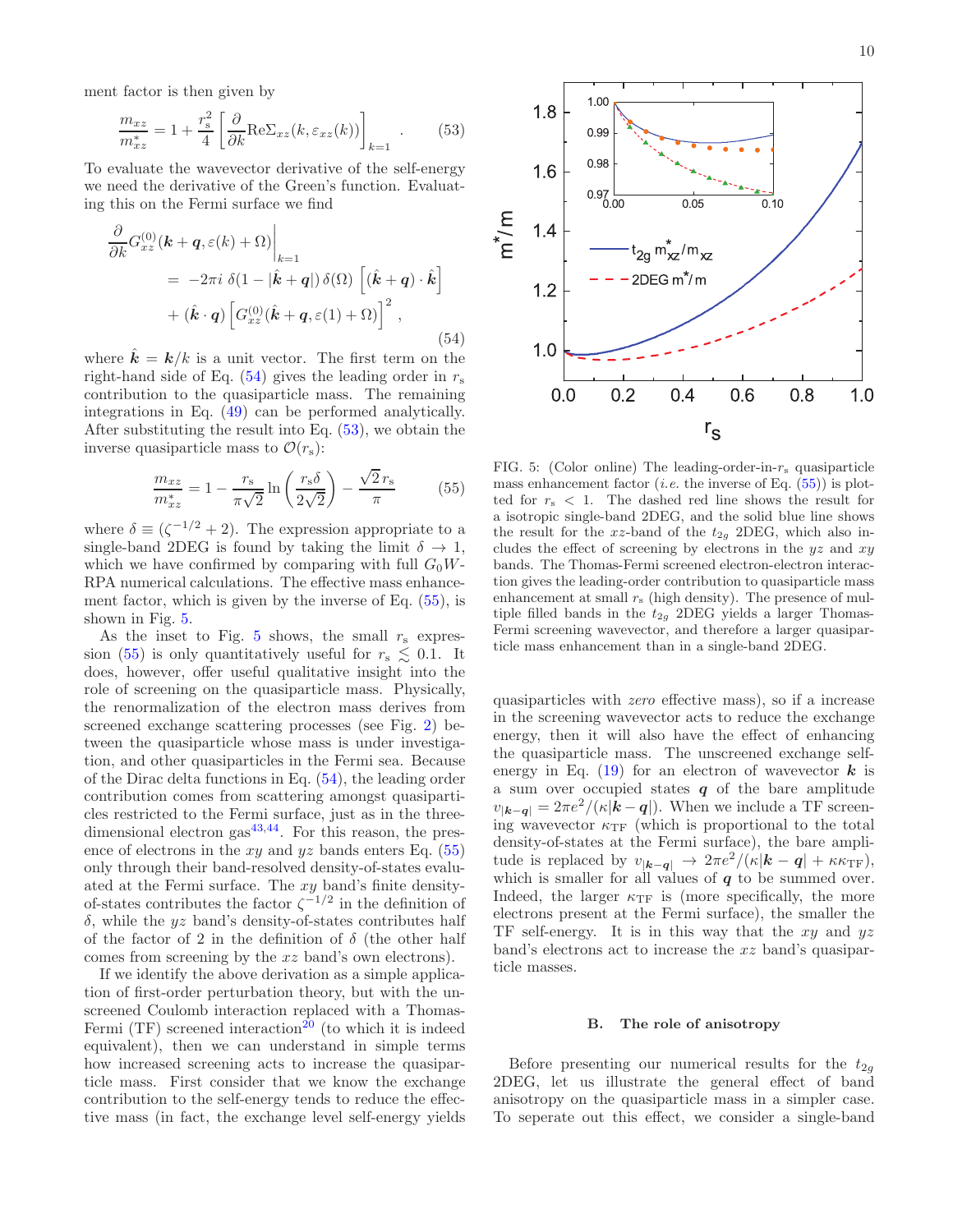ment factor is then given by

$$\frac{m_{xz}}{m^*_{xz}} = 1 + \frac{r_s^2}{4}\left[\frac{\partial}{\partial k}\mathrm{Re}\Sigma_{xz}(k,\varepsilon_{xz}(k))\right]_{k=1}. \tag{53}$$

To evaluate the wavevector derivative of the self-energy we need the derivative of the Green's function. Evaluating this on the Fermi surface we find

$$\begin{aligned}\frac{\partial}{\partial k}G^{(0)}_{xz}(\boldsymbol{k}+\boldsymbol{q},\varepsilon(k)+\Omega)\Big|_{k=1} &= -2\pi i\,\delta(1-|\hat{\boldsymbol{k}}+\boldsymbol{q}|)\,\delta(\Omega)\left[(\hat{\boldsymbol{k}}+\boldsymbol{q})\cdot\hat{\boldsymbol{k}}\right] \\ &+ (\hat{\boldsymbol{k}}\cdot\boldsymbol{q})\left[G^{(0)}_{xz}(\hat{\boldsymbol{k}}+\boldsymbol{q},\varepsilon(1)+\Omega)\right]^2,\end{aligned} \tag{54}$$

where $\hat{\boldsymbol{k}} = \boldsymbol{k}/k$ is a unit vector. The first term on the right-hand side of Eq. (54) gives the leading order in $r_s$ contribution to the quasiparticle mass. The remaining integrations in Eq. (49) can be performed analytically. After substituting the result into Eq. (53), we obtain the inverse quasiparticle mass to $\mathcal{O}(r_s)$:

$$\frac{m_{xz}}{m^*_{xz}} = 1 - \frac{r_s}{\pi\sqrt{2}}\ln\left(\frac{r_s\delta}{2\sqrt{2}}\right) - \frac{\sqrt{2}\,r_s}{\pi} \tag{55}$$

where $\delta \equiv (\zeta^{-1/2}+2)$. The expression appropriate to a single-band 2DEG is found by taking the limit $\delta \to 1$, which we have confirmed by comparing with full $G_0W$-RPA numerical calculations. The effective mass enhancement factor, which is given by the inverse of Eq. (55), is shown in Fig. 5.

As the inset to Fig. 5 shows, the small $r_s$ expression (55) is only quantitatively useful for $r_s \lesssim 0.1$. It does, however, offer useful qualitative insight into the role of screening on the quasiparticle mass. Physically, the renormalization of the electron mass derives from screened exchange scattering processes (see Fig. 2) between the quasiparticle whose mass is under investigation, and other quasiparticles in the Fermi sea. Because of the Dirac delta functions in Eq. (54), the leading order contribution comes from scattering amongst quasiparticles restricted to the Fermi surface, just as in the three-dimensional electron gas[43,44]. For this reason, the presence of electrons in the $xy$ and $yz$ bands enters Eq. (55) only through their band-resolved density-of-states evaluated at the Fermi surface. The $xy$ band's finite density-of-states contributes the factor $\zeta^{-1/2}$ in the definition of $\delta$, while the $yz$ band's density-of-states contributes half of the factor of 2 in the definition of $\delta$ (the other half comes from screening by the $xz$ band's own electrons).

If we identify the above derivation as a simple application of first-order perturbation theory, but with the unscreened Coulomb interaction replaced with a Thomas-Fermi (TF) screened interaction[20] (to which it is indeed equivalent), then we can understand in simple terms how increased screening acts to increase the quasiparticle mass. First consider that we know the exchange contribution to the self-energy tends to reduce the effective mass (in fact, the exchange level self-energy yields quasiparticles with *zero* effective mass), so if a increase in the screening wavevector acts to reduce the exchange energy, then it will also have the effect of enhancing the quasiparticle mass. The unscreened exchange self-energy in Eq. (19) for an electron of wavevector $\boldsymbol{k}$ is a sum over occupied states $\boldsymbol{q}$ of the bare amplitude $v_{|\boldsymbol{k}-\boldsymbol{q}|} = 2\pi e^2/(\kappa|\boldsymbol{k}-\boldsymbol{q}|)$. When we include a TF screening wavevector $\kappa_{\rm TF}$ (which is proportional to the total density-of-states at the Fermi surface), the bare amplitude is replaced by $v_{|\boldsymbol{k}-\boldsymbol{q}|} \to 2\pi e^2/(\kappa|\boldsymbol{k}-\boldsymbol{q}| + \kappa\kappa_{\rm TF})$, which is smaller for all values of $\boldsymbol{q}$ to be summed over. Indeed, the larger $\kappa_{\rm TF}$ is (more specifically, the more electrons present at the Fermi surface), the smaller the TF self-energy. It is in this way that the $xy$ and $yz$ band's electrons act to increase the $xz$ band's quasiparticle masses.

m*/m
r_s
0.0 0.2 0.4 0.6 0.8 1.0
1.0 1.2 1.4 1.6 1.8
t2g m*xz/mxz
2DEG m*/m
Inset: 0.97 0.98 0.99 1.00; 0.00 0.05 0.10

FIG. 5: (Color online) The leading-order-in-$r_s$ quasiparticle mass enhancement factor (*i.e.* the inverse of Eq. (55)) is plotted for $r_s < 1$. The dashed red line shows the result for a isotropic single-band 2DEG, and the solid blue line shows the result for the $xz$-band of the $t_{2g}$ 2DEG, which also includes the effect of screening by electrons in the $yz$ and $xy$ bands. The Thomas-Fermi screened electron-electron interaction gives the leading-order contribution to quasiparticle mass enhancement at small $r_s$ (high density). The presence of multiple filled bands in the $t_{2g}$ 2DEG yields a larger Thomas-Fermi screening wavevector, and therefore a larger quasiparticle mass enhancement than in a single-band 2DEG.

### B. The role of anisotropy

Before presenting our numerical results for the $t_{2g}$ 2DEG, let us illustrate the general effect of band anisotropy on the quasiparticle mass in a simpler case. To seperate out this effect, we consider a single-band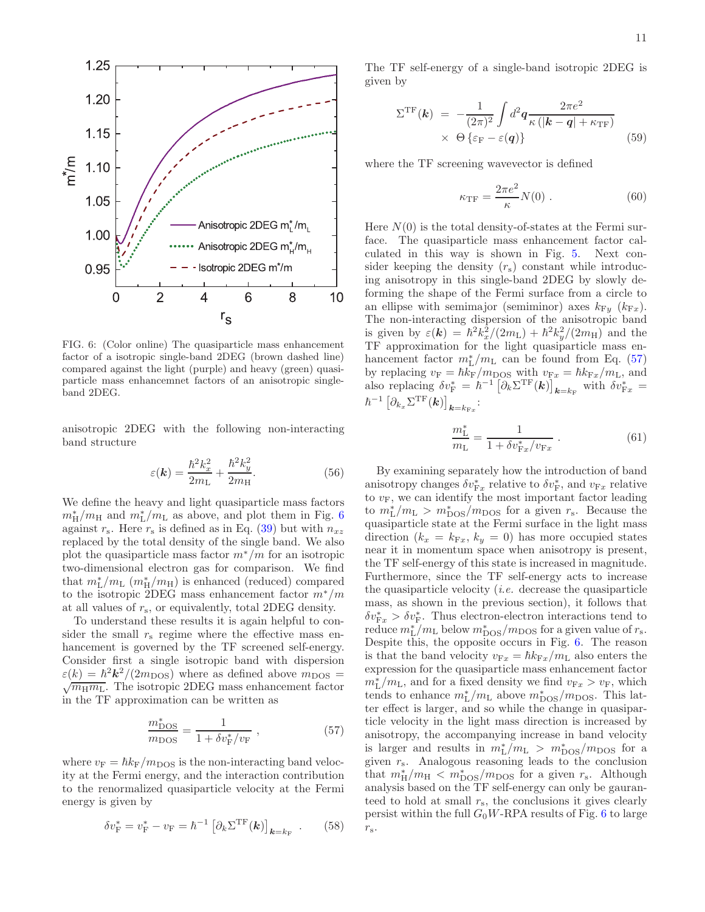1.25
1.20
1.15
1.10
1.05
1.00
0.95
m*/m
0
2
4
6
8
10
r_s
Anisotropic 2DEG $m^*_L/m_L$
Anisotropic 2DEG $m^*_H/m_H$
Isotropic 2DEG $m^*/m$

FIG. 6: (Color online) The quasiparticle mass enhancement factor of a isotropic single-band 2DEG (brown dashed line) compared against the light (purple) and heavy (green) quasiparticle mass enhancemnet factors of an anisotropic single-band 2DEG.

anisotropic 2DEG with the following non-interacting band structure

$$\varepsilon(\boldsymbol{k}) = \frac{\hbar^2 k_x^2}{2m_\mathrm{L}} + \frac{\hbar^2 k_y^2}{2m_\mathrm{H}}. \tag{56}$$

We define the heavy and light quasiparticle mass factors $m^*_\mathrm{H}/m_\mathrm{H}$ and $m^*_\mathrm{L}/m_\mathrm{L}$ as above, and plot them in Fig. 6 against $r_\mathrm{s}$. Here $r_\mathrm{s}$ is defined as in Eq. (39) but with $n_{xz}$ replaced by the total density of the single band. We also plot the quasiparticle mass factor $m^*/m$ for an isotropic two-dimensional electron gas for comparison. We find that $m^*_\mathrm{L}/m_\mathrm{L}$ ($m^*_\mathrm{H}/m_\mathrm{H}$) is enhanced (reduced) compared to the isotropic 2DEG mass enhancement factor $m^*/m$ at all values of $r_\mathrm{s}$, or equivalently, total 2DEG density.

To understand these results it is again helpful to consider the small $r_\mathrm{s}$ regime where the effective mass enhancement is governed by the TF screened self-energy. Consider first a single isotropic band with dispersion $\varepsilon(k) = \hbar^2\boldsymbol{k}^2/(2m_\mathrm{DOS})$ where as defined above $m_\mathrm{DOS} = \sqrt{m_\mathrm{H} m_\mathrm{L}}$. The isotropic 2DEG mass enhancement factor in the TF approximation can be written as

$$\frac{m^*_\mathrm{DOS}}{m_\mathrm{DOS}} = \frac{1}{1 + \delta v^*_\mathrm{F}/v_\mathrm{F}} , \tag{57}$$

where $v_\mathrm{F} = \hbar k_\mathrm{F}/m_\mathrm{DOS}$ is the non-interacting band velocity at the Fermi energy, and the interaction contribution to the renormalized quasiparticle velocity at the Fermi energy is given by

$$\delta v^*_\mathrm{F} = v^*_\mathrm{F} - v_\mathrm{F} = \hbar^{-1}\left[\partial_k \Sigma^\mathrm{TF}(\boldsymbol{k})\right]_{\boldsymbol{k}=k_\mathrm{F}} . \tag{58}$$

The TF self-energy of a single-band isotropic 2DEG is given by

$$\Sigma^\mathrm{TF}(\boldsymbol{k}) = -\frac{1}{(2\pi)^2}\int d^2\boldsymbol{q} \frac{2\pi e^2}{\kappa\left(|\boldsymbol{k}-\boldsymbol{q}| + \kappa_\mathrm{TF}\right)} \times \Theta\left\{\varepsilon_\mathrm{F} - \varepsilon(\boldsymbol{q})\right\} \tag{59}$$

where the TF screening wavevector is defined

$$\kappa_\mathrm{TF} = \frac{2\pi e^2}{\kappa} N(0) . \tag{60}$$

Here $N(0)$ is the total density-of-states at the Fermi surface. The quasiparticle mass enhancement factor calculated in this way is shown in Fig. 5. Next consider keeping the density ($r_\mathrm{s}$) constant while introducing anisotropy in this single-band 2DEG by slowly deforming the shape of the Fermi surface from a circle to an ellipse with semimajor (semiminor) axes $k_{\mathrm{F}y}$ ($k_{\mathrm{F}x}$). The non-interacting dispersion of the anisotropic band is given by $\varepsilon(\boldsymbol{k}) = \hbar^2 k_x^2/(2m_\mathrm{L}) + \hbar^2 k_y^2/(2m_\mathrm{H})$ and the TF approximation for the light quasiparticle mass enhancement factor $m^*_\mathrm{L}/m_\mathrm{L}$ can be found from Eq. (57) by replacing $v_\mathrm{F} = \hbar k_\mathrm{F}/m_\mathrm{DOS}$ with $v_{\mathrm{F}x} = \hbar k_{\mathrm{F}x}/m_\mathrm{L}$, and also replacing $\delta v^*_\mathrm{F} = \hbar^{-1}\left[\partial_k \Sigma^\mathrm{TF}(\boldsymbol{k})\right]_{\boldsymbol{k}=k_\mathrm{F}}$ with $\delta v^*_{\mathrm{F}x} = \hbar^{-1}\left[\partial_{k_x} \Sigma^\mathrm{TF}(\boldsymbol{k})\right]_{\boldsymbol{k}=k_{\mathrm{F}x}}$:

$$\frac{m^*_\mathrm{L}}{m_\mathrm{L}} = \frac{1}{1 + \delta v^*_{\mathrm{F}x}/v_{\mathrm{F}x}} . \tag{61}$$

By examining separately how the introduction of band anisotropy changes $\delta v^*_{\mathrm{F}x}$ relative to $\delta v^*_\mathrm{F}$, and $v_{\mathrm{F}x}$ relative to $v_\mathrm{F}$, we can identify the most important factor leading to $m^*_\mathrm{L}/m_\mathrm{L} > m^*_\mathrm{DOS}/m_\mathrm{DOS}$ for a given $r_\mathrm{s}$. Because the quasiparticle state at the Fermi surface in the light mass direction ($k_x = k_{\mathrm{F}x}$, $k_y = 0$) has more occupied states near it in momentum space when anisotropy is present, the TF self-energy of this state is increased in magnitude. Furthermore, since the TF self-energy acts to increase the quasiparticle velocity (*i.e.* decrease the quasiparticle mass, as shown in the previous section), it follows that $\delta v^*_{\mathrm{F}x} > \delta v^*_\mathrm{F}$. Thus electron-electron interactions tend to reduce $m^*_\mathrm{L}/m_\mathrm{L}$ below $m^*_\mathrm{DOS}/m_\mathrm{DOS}$ for a given value of $r_\mathrm{s}$. Despite this, the opposite occurs in Fig. 6. The reason is that the band velocity $v_{\mathrm{F}x} = \hbar k_{\mathrm{F}x}/m_\mathrm{L}$ also enters the expression for the quasiparticle mass enhancement factor $m^*_\mathrm{L}/m_\mathrm{L}$, and for a fixed density we find $v_{\mathrm{F}x} > v_\mathrm{F}$, which tends to enhance $m^*_\mathrm{L}/m_\mathrm{L}$ above $m^*_\mathrm{DOS}/m_\mathrm{DOS}$. This latter effect is larger, and so while the change in quasiparticle velocity in the light mass direction is increased by anisotropy, the accompanying increase in band velocity is larger and results in $m^*_\mathrm{L}/m_\mathrm{L} > m^*_\mathrm{DOS}/m_\mathrm{DOS}$ for a given $r_\mathrm{s}$. Analogous reasoning leads to the conclusion that $m^*_\mathrm{H}/m_\mathrm{H} < m^*_\mathrm{DOS}/m_\mathrm{DOS}$ for a given $r_\mathrm{s}$. Although analysis based on the TF self-energy can only be gauranteed to hold at small $r_\mathrm{s}$, the conclusions it gives clearly persist within the full $G_0W$-RPA results of Fig. 6 to large $r_\mathrm{s}$.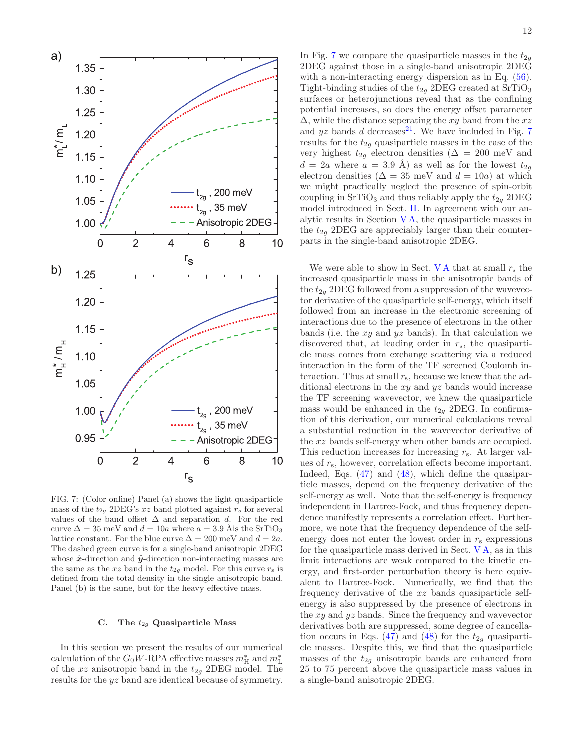a)

$m^*_L / m_L$

1.35
1.30
1.25
1.20
1.15
1.10
1.05
1.00

0 2 4 6 8 10

$r_s$

$t_{2g}$ , 200 meV
$t_{2g}$ , 35 meV
Anisotropic 2DEG

b)

$m^*_H / m_H$

1.25
1.20
1.15
1.10
1.05
1.00
0.95

0 2 4 6 8 10

$r_s$

$t_{2g}$ , 200 meV
$t_{2g}$ , 35 meV
Anisotropic 2DEG

FIG. 7: (Color online) Panel (a) shows the light quasiparticle mass of the $t_{2g}$ 2DEG's $xz$ band plotted against $r_s$ for several values of the band offset $\Delta$ and separation $d$. For the red curve $\Delta = 35$ meV and $d = 10a$ where $a = 3.9$ Åis the $SrTiO_3$ lattice constant. For the blue curve $\Delta = 200$ meV and $d = 2a$. The dashed green curve is for a single-band anisotropic 2DEG whose $\hat{\boldsymbol{x}}$-direction and $\hat{\boldsymbol{y}}$-direction non-interacting masses are the same as the $xz$ band in the $t_{2g}$ model. For this curve $r_s$ is defined from the total density in the single anisotropic band. Panel (b) is the same, but for the heavy effective mass.

### C. The $t_{2g}$ Quasiparticle Mass

In this section we present the results of our numerical calculation of the $G_0W$-RPA effective masses $m^*_{\rm H}$ and $m^*_{\rm L}$ of the $xz$ anisotropic band in the $t_{2g}$ 2DEG model. The results for the $yz$ band are identical because of symmetry.

In Fig. 7 we compare the quasiparticle masses in the $t_{2g}$ 2DEG against those in a single-band anisotropic 2DEG with a non-interacting energy dispersion as in Eq. (56). Tight-binding studies of the $t_{2g}$ 2DEG created at $SrTiO_3$ surfaces or heterojunctions reveal that as the confining potential increases, so does the energy offset parameter $\Delta$, while the distance seperating the $xy$ band from the $xz$ and $yz$ bands $d$ decreases[21]. We have included in Fig. 7 results for the $t_{2g}$ quasiparticle masses in the case of the very highest $t_{2g}$ electron densities ($\Delta = 200$ meV and $d = 2a$ where $a = 3.9$ Å) as well as for the lowest $t_{2g}$ electron densities ($\Delta = 35$ meV and $d = 10a$) at which we might practically neglect the presence of spin-orbit coupling in $SrTiO_3$ and thus reliably apply the $t_{2g}$ 2DEG model introduced in Sect. II. In agreement with our analytic results in Section V A, the quasiparticle masses in the $t_{2g}$ 2DEG are appreciably larger than their counterparts in the single-band anisotropic 2DEG.

We were able to show in Sect. V A that at small $r_s$ the increased quasiparticle mass in the anisotropic bands of the $t_{2g}$ 2DEG followed from a suppression of the wavevector derivative of the quasiparticle self-energy, which itself followed from an increase in the electronic screening of interactions due to the presence of electrons in the other bands (i.e. the $xy$ and $yz$ bands). In that calculation we discovered that, at leading order in $r_s$, the quasiparticle mass comes from exchange scattering via a reduced interaction in the form of the TF screened Coulomb interaction. Thus at small $r_s$, because we knew that the additional electrons in the $xy$ and $yz$ bands would increase the TF screening wavevector, we knew the quasiparticle mass would be enhanced in the $t_{2g}$ 2DEG. In confirmation of this derivation, our numerical calculations reveal a substantial reduction in the wavevector derivative of the $xz$ bands self-energy when other bands are occupied. This reduction increases for increasing $r_s$. At larger values of $r_s$, however, correlation effects become important. Indeed, Eqs. (47) and (48), which define the quasiparticle masses, depend on the frequency derivative of the self-energy as well. Note that the self-energy is frequency independent in Hartree-Fock, and thus frequency dependence manifestly represents a correlation effect. Furthermore, we note that the frequency dependence of the self-energy does not enter the lowest order in $r_s$ expressions for the quasiparticle mass derived in Sect. V A, as in this limit interactions are weak compared to the kinetic energy, and first-order perturbation theory is here equivalent to Hartree-Fock. Numerically, we find that the frequency derivative of the $xz$ bands quasiparticle self-energy is also suppressed by the presence of electrons in the $xy$ and $yz$ bands. Since the frequency and wavevector derivatives both are suppressed, some degree of cancellation occurs in Eqs. (47) and (48) for the $t_{2g}$ quasiparticle masses. Despite this, we find that the quasiparticle masses of the $t_{2g}$ anisotropic bands are enhanced from 25 to 75 percent above the quasiparticle mass values in a single-band anisotropic 2DEG.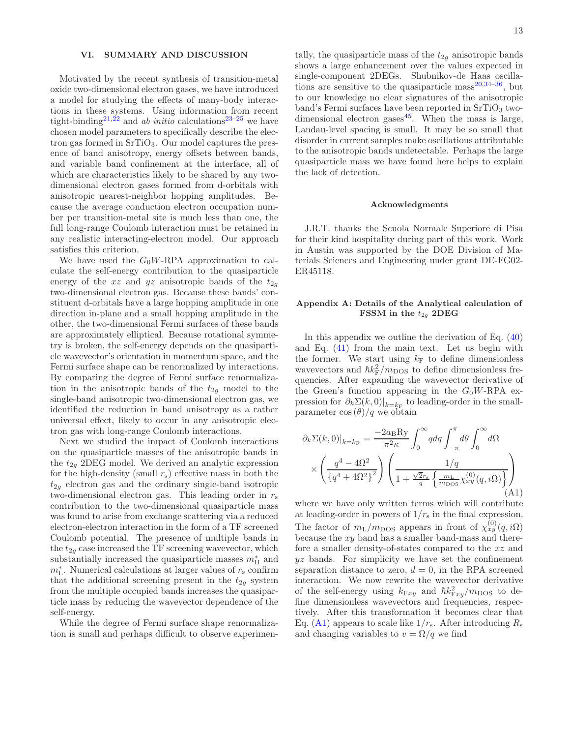## VI. SUMMARY AND DISCUSSION

Motivated by the recent synthesis of transition-metal oxide two-dimensional electron gases, we have introduced a model for studying the effects of many-body interactions in these systems. Using information from recent tight-binding[21,22] and *ab initio* calculations[23–25] we have chosen model parameters to specifically describe the electron gas formed in $SrTiO_3$. Our model captures the presence of band anisotropy, energy offsets between bands, and variable band confinement at the interface, all of which are characteristics likely to be shared by any two-dimensional electron gases formed from d-orbitals with anisotropic nearest-neighbor hopping amplitudes. Because the average conduction electron occupation number per transition-metal site is much less than one, the full long-range Coulomb interaction must be retained in any realistic interacting-electron model. Our approach satisfies this criterion.

We have used the $G_0W$-RPA approximation to calculate the self-energy contribution to the quasiparticle energy of the $xz$ and $yz$ anisotropic bands of the $t_{2g}$ two-dimensional electron gas. Because these bands' constituent d-orbitals have a large hopping amplitude in one direction in-plane and a small hopping amplitude in the other, the two-dimensional Fermi surfaces of these bands are approximately elliptical. Because rotational symmetry is broken, the self-energy depends on the quasiparticle wavevector's orientation in momentum space, and the Fermi surface shape can be renormalized by interactions. By comparing the degree of Fermi surface renormalization in the anisotropic bands of the $t_{2g}$ model to the single-band anisotropic two-dimensional electron gas, we identified the reduction in band anisotropy as a rather universal effect, likely to occur in any anisotropic electron gas with long-range Coulomb interactions.

Next we studied the impact of Coulomb interactions on the quasiparticle masses of the anisotropic bands in the $t_{2g}$ 2DEG model. We derived an analytic expression for the high-density (small $r_s$) effective mass in both the $t_{2g}$ electron gas and the ordinary single-band isotropic two-dimensional electron gas. This leading order in $r_s$ contribution to the two-dimensional quasiparticle mass was found to arise from exchange scattering via a reduced electron-electron interaction in the form of a TF screened Coulomb potential. The presence of multiple bands in the $t_{2g}$ case increased the TF screening wavevector, which substantially increased the quasiparticle masses $m_H^*$ and $m_L^*$. Numerical calculations at larger values of $r_s$ confirm that the additional screening present in the $t_{2g}$ system from the multiple occupied bands increases the quasiparticle mass by reducing the wavevector dependence of the self-energy.

While the degree of Fermi surface shape renormalization is small and perhaps difficult to observe experimentally, the quasiparticle mass of the $t_{2g}$ anisotropic bands shows a large enhancement over the values expected in single-component 2DEGs. Shubnikov-de Haas oscillations are sensitive to the quasiparticle mass[20,34–36], but to our knowledge no clear signatures of the anisotropic band's Fermi surfaces have been reported in $SrTiO_3$ two-dimensional electron gases[45]. When the mass is large, Landau-level spacing is small. It may be so small that disorder in current samples make oscillations attributable to the anisotropic bands undetectable. Perhaps the large quasiparticle mass we have found here helps to explain the lack of detection.

### Acknowledgments

J.R.T. thanks the Scuola Normale Superiore di Pisa for their kind hospitality during part of this work. Work in Austin was supported by the DOE Division of Materials Sciences and Engineering under grant DE-FG02-ER45118.

### Appendix A: Details of the Analytical calculation of FSSM in the $t_{2g}$ 2DEG

In this appendix we outline the derivation of Eq. (40) and Eq. (41) from the main text. Let us begin with the former. We start using $k_F$ to define dimensionless wavevectors and $\hbar k_F^2/m_{DOS}$ to define dimensionless frequencies. After expanding the wavevector derivative of the Green's function appearing in the $G_0W$-RPA expression for $\partial_k \Sigma(k,0)|_{k=k_F}$ to leading-order in the small-parameter $\cos(\theta)/q$ we obtain

$$\partial_k \Sigma(k,0)|_{k=k_F} = \frac{-2a_B \text{Ry}}{\pi^2 \kappa} \int_0^\infty q dq \int_{-\pi}^{\pi} d\theta \int_0^\infty d\Omega \times \left( \frac{q^4 - 4\Omega^2}{\{q^4 + 4\Omega^2\}^2} \right) \left( \frac{1/q}{1 + \frac{\sqrt{2}r_s}{q} \left\{ \frac{m_L}{m_{DOS}} \chi_{xy}^{(0)}(q, i\Omega) \right\}} \right) \tag{A1}$$

where we have only written terms which will contribute at leading-order in powers of $1/r_s$ in the final expression. The factor of $m_L/m_{DOS}$ appears in front of $\chi_{xy}^{(0)}(q,i\Omega)$ because the $xy$ band has a smaller band-mass and therefore a smaller density-of-states compared to the $xz$ and $yz$ bands. For simplicity we have set the confinement separation distance to zero, $d = 0$, in the RPA screened interaction. We now rewrite the wavevector derivative of the self-energy using $k_{Fxy}$ and $\hbar k_{Fxy}^2/m_{DOS}$ to define dimensionless wavevectors and frequencies, respectively. After this transformation it becomes clear that Eq. (A1) appears to scale like $1/r_s$. After introducing $R_s$ and changing variables to $v = \Omega/q$ we find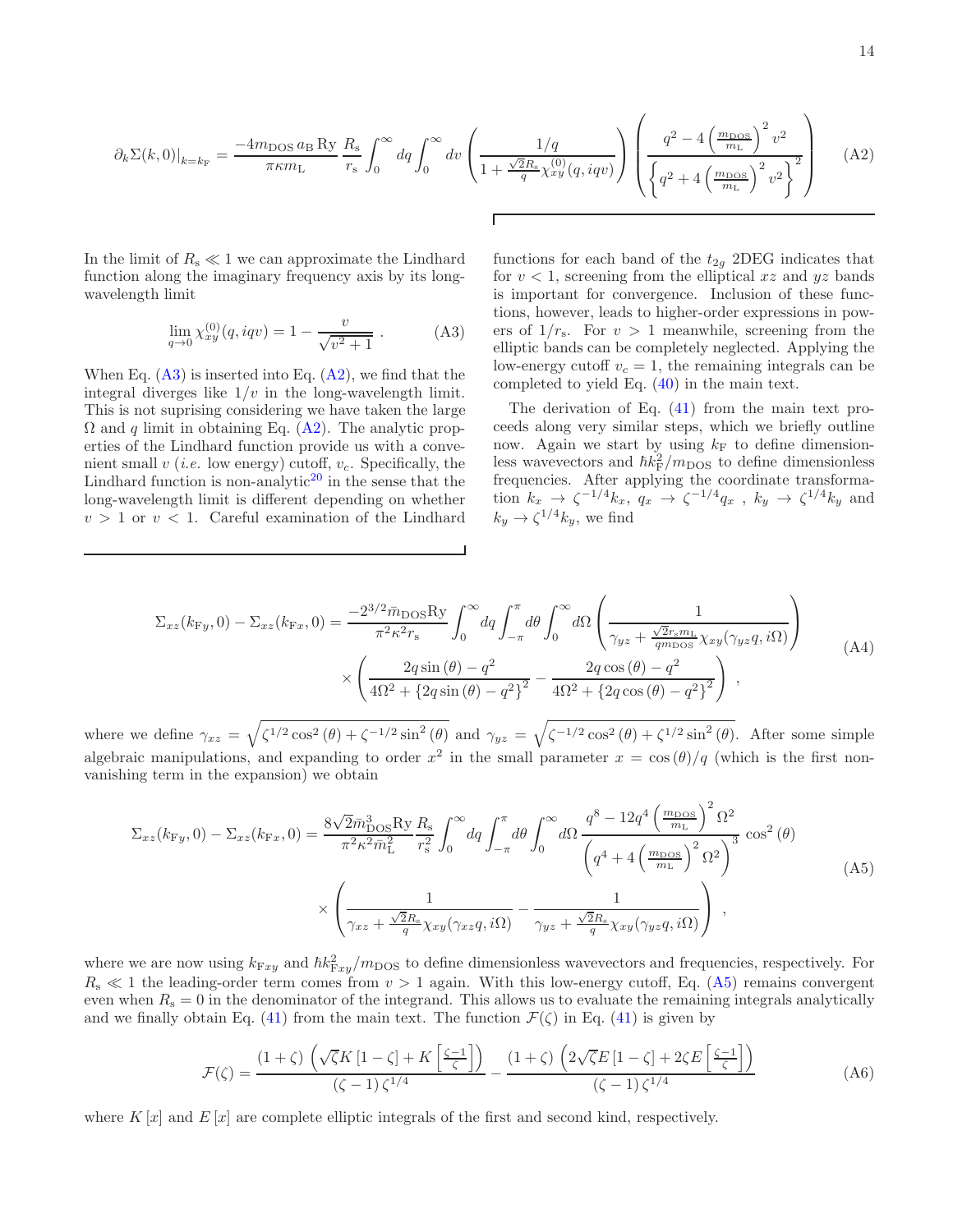$$\partial_k \Sigma(k,0)|_{k=k_{\rm F}} = \frac{-4 m_{\rm DOS}\, a_{\rm B}\, {\rm Ry}}{\pi \kappa m_{\rm L}} \frac{R_{\rm s}}{r_{\rm s}} \int_0^\infty dq \int_0^\infty dv \left( \frac{1/q}{1 + \frac{\sqrt{2} R_{\rm s}}{q} \chi^{(0)}_{xy}(q, iqv)} \right) \left( \frac{q^2 - 4\left(\frac{m_{\rm DOS}}{m_{\rm L}}\right)^2 v^2}{\left\{ q^2 + 4\left(\frac{m_{\rm DOS}}{m_{\rm L}}\right)^2 v^2 \right\}^2} \right) \tag{A2}$$

In the limit of $R_{\rm s} \ll 1$ we can approximate the Lindhard function along the imaginary frequency axis by its long-wavelength limit

$$\lim_{q\to 0} \chi^{(0)}_{xy}(q, iqv) = 1 - \frac{v}{\sqrt{v^2+1}} \, . \tag{A3}$$

When Eq. (A3) is inserted into Eq. (A2), we find that the integral diverges like $1/v$ in the long-wavelength limit. This is not suprising considering we have taken the large $\Omega$ and $q$ limit in obtaining Eq. (A2). The analytic properties of the Lindhard function provide us with a convenient small $v$ (*i.e.* low energy) cutoff, $v_c$. Specifically, the Lindhard function is non-analytic[20] in the sense that the long-wavelength limit is different depending on whether $v > 1$ or $v < 1$. Careful examination of the Lindhard functions for each band of the $t_{2g}$ 2DEG indicates that for $v < 1$, screening from the elliptical $xz$ and $yz$ bands is important for convergence. Inclusion of these functions, however, leads to higher-order expressions in powers of $1/r_{\rm s}$. For $v > 1$ meanwhile, screening from the elliptic bands can be completely neglected. Applying the low-energy cutoff $v_c = 1$, the remaining integrals can be completed to yield Eq. (40) in the main text.

The derivation of Eq. (41) from the main text proceeds along very similar steps, which we briefly outline now. Again we start by using $k_{\rm F}$ to define dimensionless wavevectors and $\hbar k_{\rm F}^2/m_{\rm DOS}$ to define dimensionless frequencies. After applying the coordinate transformation $k_x \to \zeta^{-1/4} k_x$, $q_x \to \zeta^{-1/4} q_x$ , $k_y \to \zeta^{1/4} k_y$ and $k_y \to \zeta^{1/4} k_y$, we find

$$\begin{aligned}
\Sigma_{xz}(k_{{\rm F}y},0) - \Sigma_{xz}(k_{{\rm F}x},0) = \frac{-2^{3/2} \bar{m}_{\rm DOS} {\rm Ry}}{\pi^2 \kappa^2 r_{\rm s}} \int_0^\infty dq \int_{-\pi}^{\pi} d\theta \int_0^\infty d\Omega \left( \frac{1}{\gamma_{yz} + \frac{\sqrt{2} r_{\rm s} m_{\rm L}}{q m_{\rm DOS}} \chi_{xy}(\gamma_{yz} q, i\Omega)} \right) \\
\times \left( \frac{2q\sin(\theta) - q^2}{4\Omega^2 + \{2q\sin(\theta) - q^2\}^2} - \frac{2q\cos(\theta) - q^2}{4\Omega^2 + \{2q\cos(\theta) - q^2\}^2} \right) \, ,
\end{aligned} \tag{A4}$$

where we define $\gamma_{xz} = \sqrt{\zeta^{1/2}\cos^2(\theta) + \zeta^{-1/2}\sin^2(\theta)}$ and $\gamma_{yz} = \sqrt{\zeta^{-1/2}\cos^2(\theta) + \zeta^{1/2}\sin^2(\theta)}$. After some simple algebraic manipulations, and expanding to order $x^2$ in the small parameter $x = \cos(\theta)/q$ (which is the first non-vanishing term in the expansion) we obtain

$$\begin{aligned}
\Sigma_{xz}(k_{{\rm F}y},0) - \Sigma_{xz}(k_{{\rm F}x},0) = \frac{8\sqrt{2} \bar{m}^3_{\rm DOS} {\rm Ry}}{\pi^2 \kappa^2 \bar{m}^2_{\rm L}} \frac{R_{\rm s}}{r_{\rm s}^2} \int_0^\infty dq \int_{-\pi}^{\pi} d\theta \int_0^\infty d\Omega \, \frac{q^8 - 12 q^4 \left(\frac{m_{\rm DOS}}{m_{\rm L}}\right)^2 \Omega^2}{\left(q^4 + 4\left(\frac{m_{\rm DOS}}{m_{\rm L}}\right)^2 \Omega^2\right)^3} \cos^2(\theta) \\
\times \left( \frac{1}{\gamma_{xz} + \frac{\sqrt{2} R_{\rm s}}{q} \chi_{xy}(\gamma_{xz} q, i\Omega)} - \frac{1}{\gamma_{yz} + \frac{\sqrt{2} R_{\rm s}}{q} \chi_{xy}(\gamma_{yz} q, i\Omega)} \right) \, ,
\end{aligned} \tag{A5}$$

where we are now using $k_{{\rm F}xy}$ and $\hbar k_{{\rm F}xy}^2/m_{\rm DOS}$ to define dimensionless wavevectors and frequencies, respectively. For $R_{\rm s} \ll 1$ the leading-order term comes from $v > 1$ again. With this low-energy cutoff, Eq. (A5) remains convergent even when $R_{\rm s} = 0$ in the denominator of the integrand. This allows us to evaluate the remaining integrals analytically and we finally obtain Eq. (41) from the main text. The function $\mathcal{F}(\zeta)$ in Eq. (41) is given by

$$\mathcal{F}(\zeta) = \frac{(1+\zeta)\left(\sqrt{\zeta} K\left[1-\zeta\right] + K\left[\frac{\zeta-1}{\zeta}\right]\right)}{(\zeta-1)\,\zeta^{1/4}} - \frac{(1+\zeta)\left(2\sqrt{\zeta} E\left[1-\zeta\right] + 2\zeta E\left[\frac{\zeta-1}{\zeta}\right]\right)}{(\zeta-1)\,\zeta^{1/4}} \tag{A6}$$

where $K[x]$ and $E[x]$ are complete elliptic integrals of the first and second kind, respectively.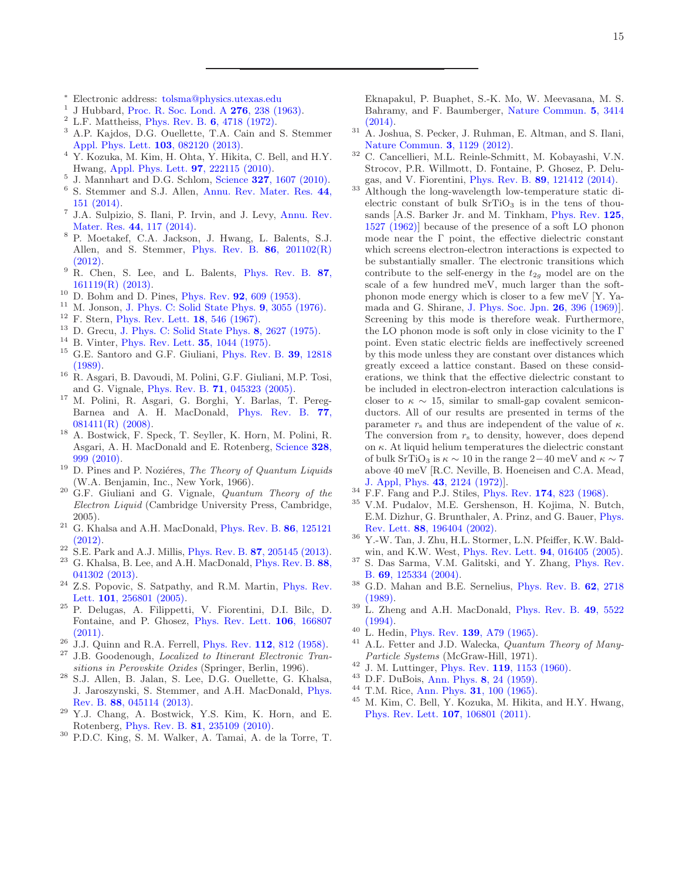[*] Electronic address: tolsma@physics.utexas.edu

[1] J Hubbard, Proc. R. Soc. Lond. A **276**, 238 (1963).

[2] L.F. Mattheiss, Phys. Rev. B. **6**, 4718 (1972).

[3] A.P. Kajdos, D.G. Ouellette, T.A. Cain and S. Stemmer Appl. Phys. Lett. **103**, 082120 (2013).

[4] Y. Kozuka, M. Kim, H. Ohta, Y. Hikita, C. Bell, and H.Y. Hwang, Appl. Phys. Lett. **97**, 222115 (2010).

[5] J. Mannhart and D.G. Schlom, Science **327**, 1607 (2010).

[6] S. Stemmer and S.J. Allen, Annu. Rev. Mater. Res. **44**, 151 (2014).

[7] J.A. Sulpizio, S. Ilani, P. Irvin, and J. Levy, Annu. Rev. Mater. Res. **44**, 117 (2014).

[8] P. Moetakef, C.A. Jackson, J. Hwang, L. Balents, S.J. Allen, and S. Stemmer, Phys. Rev. B. **86**, 201102(R) (2012).

[9] R. Chen, S. Lee, and L. Balents, Phys. Rev. B. **87**, 161119(R) (2013).

[10] D. Bohm and D. Pines, Phys. Rev. **92**, 609 (1953).

[11] M. Jonson, J. Phys. C: Solid State Phys. **9**, 3055 (1976).

[12] F. Stern, Phys. Rev. Lett. **18**, 546 (1967).

[13] D. Grecu, J. Phys. C: Solid State Phys. **8**, 2627 (1975).

[14] B. Vinter, Phys. Rev. Lett. **35**, 1044 (1975).

[15] G.E. Santoro and G.F. Giuliani, Phys. Rev. B. **39**, 12818 (1989).

[16] R. Asgari, B. Davoudi, M. Polini, G.F. Giuliani, M.P. Tosi, and G. Vignale, Phys. Rev. B. **71**, 045323 (2005).

[17] M. Polini, R. Asgari, G. Borghi, Y. Barlas, T. Pereg-Barnea and A. H. MacDonald, Phys. Rev. B. **77**, 081411(R) (2008).

[18] A. Bostwick, F. Speck, T. Seyller, K. Horn, M. Polini, R. Asgari, A. H. MacDonald and E. Rotenberg, Science **328**, 999 (2010).

[19] D. Pines and P. Noziéres, *The Theory of Quantum Liquids* (W.A. Benjamin, Inc., New York, 1966).

[20] G.F. Giuliani and G. Vignale, *Quantum Theory of the Electron Liquid* (Cambridge University Press, Cambridge, 2005).

[21] G. Khalsa and A.H. MacDonald, Phys. Rev. B. **86**, 125121 (2012).

[22] S.E. Park and A.J. Millis, Phys. Rev. B. **87**, 205145 (2013).

[23] G. Khalsa, B. Lee, and A.H. MacDonald, Phys. Rev. B. **88**, 041302 (2013).

[24] Z.S. Popovic, S. Satpathy, and R.M. Martin, Phys. Rev. Lett. **101**, 256801 (2005).

[25] P. Delugas, A. Filippetti, V. Fiorentini, D.I. Bilc, D. Fontaine, and P. Ghosez, Phys. Rev. Lett. **106**, 166807 (2011).

[26] J.J. Quinn and R.A. Ferrell, Phys. Rev. **112**, 812 (1958).

[27] J.B. Goodenough, *Localized to Itinerant Electronic Transitions in Perovskite Oxides* (Springer, Berlin, 1996).

[28] S.J. Allen, B. Jalan, S. Lee, D.G. Ouellette, G. Khalsa, J. Jaroszynski, S. Stemmer, and A.H. MacDonald, Phys. Rev. B. **88**, 045114 (2013).

[29] Y.J. Chang, A. Bostwick, Y.S. Kim, K. Horn, and E. Rotenberg, Phys. Rev. B. **81**, 235109 (2010).

[30] P.D.C. King, S. M. Walker, A. Tamai, A. de la Torre, T. Eknapakul, P. Buaphet, S.-K. Mo, W. Meevasana, M. S. Bahramy, and F. Baumberger, Nature Commun. **5**, 3414 (2014).

[31] A. Joshua, S. Pecker, J. Ruhman, E. Altman, and S. Ilani, Nature Commun. **3**, 1129 (2012).

[32] C. Cancellieri, M.L. Reinle-Schmitt, M. Kobayashi, V.N. Strocov, P.R. Willmott, D. Fontaine, P. Ghosez, P. Delugas, and V. Fiorentini, Phys. Rev. B. **89**, 121412 (2014).

[33] Although the long-wavelength low-temperature static dielectric constant of bulk $SrTiO_3$ is in the tens of thousands [A.S. Barker Jr. and M. Tinkham, Phys. Rev. **125**, 1527 (1962)] because of the presence of a soft LO phonon mode near the $\Gamma$ point, the effective dielectric constant which screens electron-electron interactions is expected to be substantially smaller. The electronic transitions which contribute to the self-energy in the $t_{2g}$ model are on the scale of a few hundred meV, much larger than the soft-phonon mode energy which is closer to a few meV [Y. Yamada and G. Shirane, J. Phys. Soc. Jpn. **26**, 396 (1969)]. Screening by this mode is therefore weak. Furthermore, the LO phonon mode is soft only in close vicinity to the $\Gamma$ point. Even static electric fields are ineffectively screened by this mode unless they are constant over distances which greatly exceed a lattice constant. Based on these considerations, we think that the effective dielectric constant to be included in electron-electron interaction calculations is closer to $\kappa \sim 15$, similar to small-gap covalent semiconductors. All of our results are presented in terms of the parameter $r_s$ and thus are independent of the value of $\kappa$. The conversion from $r_s$ to density, however, does depend on $\kappa$. At liquid helium temperatures the dielectric constant of bulk $SrTiO_3$ is $\kappa \sim 10$ in the range $2-40$ meV and $\kappa \sim 7$ above 40 meV [R.C. Neville, B. Hoeneisen and C.A. Mead, J. Appl, Phys. **43**, 2124 (1972)].

[34] F.F. Fang and P.J. Stiles, Phys. Rev. **174**, 823 (1968).

[35] V.M. Pudalov, M.E. Gershenson, H. Kojima, N. Butch, E.M. Dizhur, G. Brunthaler, A. Prinz, and G. Bauer, Phys. Rev. Lett. **88**, 196404 (2002).

[36] Y.-W. Tan, J. Zhu, H.L. Stormer, L.N. Pfeiffer, K.W. Baldwin, and K.W. West, Phys. Rev. Lett. **94**, 016405 (2005).

[37] S. Das Sarma, V.M. Galitski, and Y. Zhang, Phys. Rev. B. **69**, 125334 (2004).

[38] G.D. Mahan and B.E. Sernelius, Phys. Rev. B. **62**, 2718 (1989).

[39] L. Zheng and A.H. MacDonald, Phys. Rev. B. **49**, 5522 (1994).

[40] L. Hedin, Phys. Rev. **139**, A79 (1965).

[41] A.L. Fetter and J.D. Walecka, *Quantum Theory of Many-Particle Systems* (McGraw-Hill, 1971).

[42] J. M. Luttinger, Phys. Rev. **119**, 1153 (1960).

[43] D.F. DuBois, Ann. Phys. **8**, 24 (1959).

[44] T.M. Rice, Ann. Phys. **31**, 100 (1965).

[45] M. Kim, C. Bell, Y. Kozuka, M. Hikita, and H.Y. Hwang, Phys. Rev. Lett. **107**, 106801 (2011).